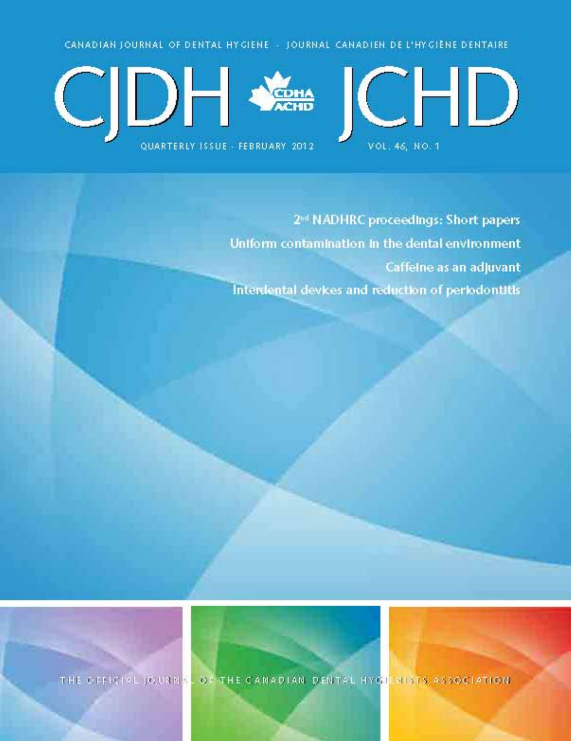CANADIAN JOURNAL OF DENTAL HYGIENE · JOURNAL CANADIEN DE L'HYGIÈNE DENTAIRE

# CJDH JCHD

CDHA ACHD

QUARTERLY ISSUE · FEBRUARY 2012

VOL. 46, NO. 1

2nd NADHRC proceedings: Short papers

Uniform contamination in the dental environment

Caffeine as an adjuvant

Interdental devices and reduction of periodontitis

THE OFFICIAL JOURNAL OF THE CANADIAN DENTAL HYGIENISTS ASSOCIATION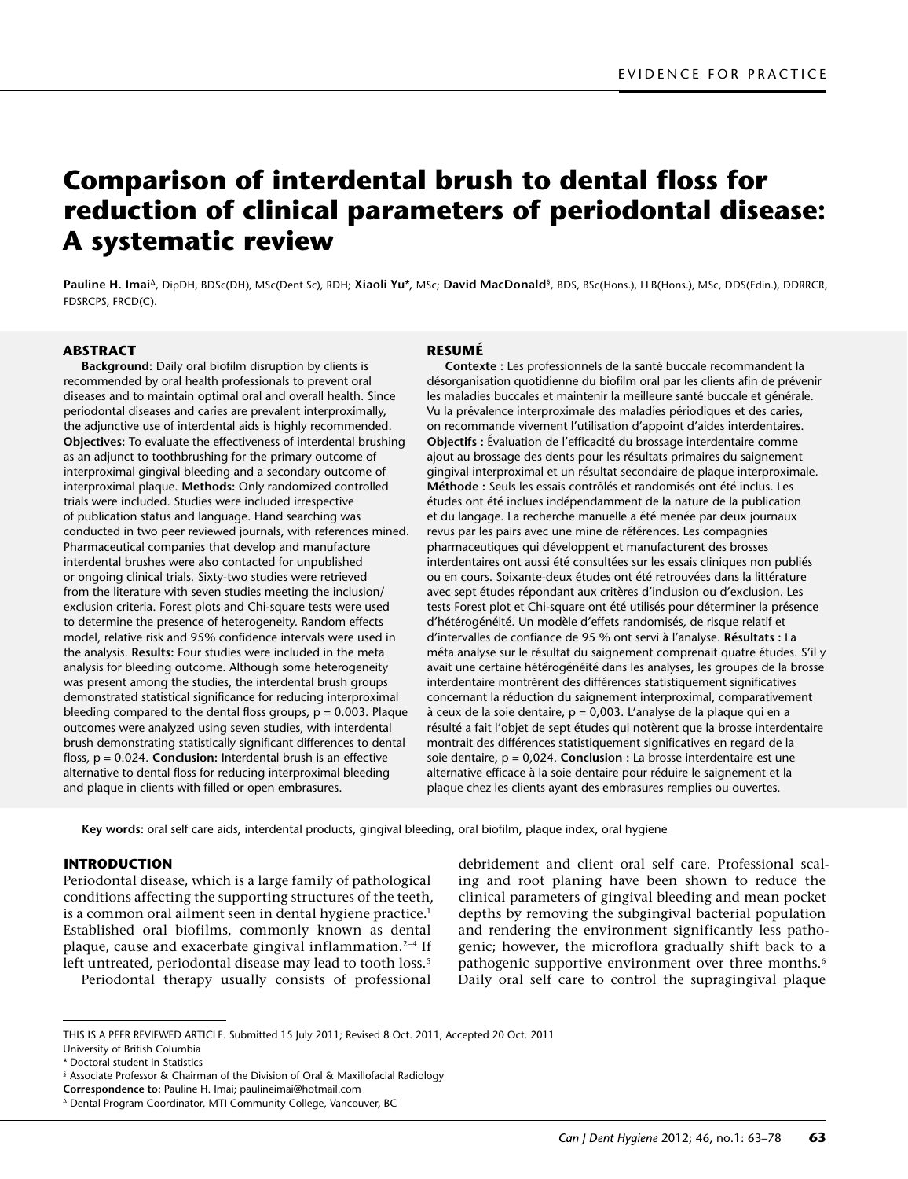# Comparison of interdental brush to dental floss for reduction of clinical parameters of periodontal disease: A systematic review

**Pauline H. Imai**[Δ], DipDH, BDSc(DH), MSc(Dent Sc), RDH; **Xiaoli Yu***, MSc; **David MacDonald**[§], BDS, BSc(Hons.), LLB(Hons.), MSc, DDS(Edin.), DDRRCR, FDSRCPS, FRCD(C).

## ABSTRACT

**Background:** Daily oral biofilm disruption by clients is recommended by oral health professionals to prevent oral diseases and to maintain optimal oral and overall health. Since periodontal diseases and caries are prevalent interproximally, the adjunctive use of interdental aids is highly recommended. **Objectives:** To evaluate the effectiveness of interdental brushing as an adjunct to toothbrushing for the primary outcome of interproximal gingival bleeding and a secondary outcome of interproximal plaque. **Methods:** Only randomized controlled trials were included. Studies were included irrespective of publication status and language. Hand searching was conducted in two peer reviewed journals, with references mined. Pharmaceutical companies that develop and manufacture interdental brushes were also contacted for unpublished or ongoing clinical trials. Sixty-two studies were retrieved from the literature with seven studies meeting the inclusion/exclusion criteria. Forest plots and Chi-square tests were used to determine the presence of heterogeneity. Random effects model, relative risk and 95% confidence intervals were used in the analysis. **Results:** Four studies were included in the meta analysis for bleeding outcome. Although some heterogeneity was present among the studies, the interdental brush groups demonstrated statistical significance for reducing interproximal bleeding compared to the dental floss groups, $p = 0.003$. Plaque outcomes were analyzed using seven studies, with interdental brush demonstrating statistically significant differences to dental floss, $p = 0.024$. **Conclusion:** Interdental brush is an effective alternative to dental floss for reducing interproximal bleeding and plaque in clients with filled or open embrasures.

## RESUMÉ

**Contexte :** Les professionnels de la santé buccale recommandent la désorganisation quotidienne du biofilm oral par les clients afin de prévenir les maladies buccales et maintenir la meilleure santé buccale et générale. Vu la prévalence interproximale des maladies périodiques et des caries, on recommande vivement l'utilisation d'appoint d'aides interdentaires. **Objectifs :** Évaluation de l'efficacité du brossage interdentaire comme ajout au brossage des dents pour les résultats primaires du saignement gingival interproximal et un résultat secondaire de plaque interproximale. **Méthode :** Seuls les essais contrôlés et randomisés ont été inclus. Les études ont été incluses indépendamment de la nature de la publication et du langage. La recherche manuelle a été menée par deux journaux revus par les pairs avec une mine de références. Les compagnies pharmaceutiques qui développent et manufacturent des brosses interdentaires ont aussi été consultées sur les essais cliniques non publiés ou en cours. Soixante-deux études ont été retrouvées dans la littérature avec sept études répondant aux critères d'inclusion ou d'exclusion. Les tests Forest plot et Chi-square ont été utilisés pour déterminer la présence d'hétérogénéité. Un modèle d'effets randomisés, de risque relatif et d'intervalles de confiance de 95 % ont servi à l'analyse. **Résultats :** La méta analyse sur le résultat du saignement comprenait quatre études. S'il y avait une certaine hétérogénéité dans les analyses, les groupes de la brosse interdentaire montrèrent des différences statistiquement significatives concernant la réduction du saignement interproximal, comparativement à ceux de la soie dentaire, p = 0,003. L'analyse de la plaque qui en a résulté a fait l'objet de sept études qui notèrent que la brosse interdentaire montrait des différences statistiquement significatives en regard de la soie dentaire, p = 0,024. **Conclusion :** La brosse interdentaire est une alternative efficace à la soie dentaire pour réduire le saignement et la plaque chez les clients ayant des embrasures remplies ou ouvertes.

**Key words:** oral self care aids, interdental products, gingival bleeding, oral biofilm, plaque index, oral hygiene

## INTRODUCTION

Periodontal disease, which is a large family of pathological conditions affecting the supporting structures of the teeth, is a common oral ailment seen in dental hygiene practice.[1] Established oral biofilms, commonly known as dental plaque, cause and exacerbate gingival inflammation.[2–4] If left untreated, periodontal disease may lead to tooth loss.[5]

Periodontal therapy usually consists of professional debridement and client oral self care. Professional scaling and root planing have been shown to reduce the clinical parameters of gingival bleeding and mean pocket depths by removing the subgingival bacterial population and rendering the environment significantly less pathogenic; however, the microflora gradually shift back to a pathogenic supportive environment over three months.[6] Daily oral self care to control the supragingival plaque

---

THIS IS A PEER REVIEWED ARTICLE. Submitted 15 July 2011; Revised 8 Oct. 2011; Accepted 20 Oct. 2011

University of British Columbia

\* Doctoral student in Statistics

§ Associate Professor & Chairman of the Division of Oral & Maxillofacial Radiology

**Correspondence to:** Pauline H. Imai; paulineimai@hotmail.com

Δ Dental Program Coordinator, MTI Community College, Vancouver, BC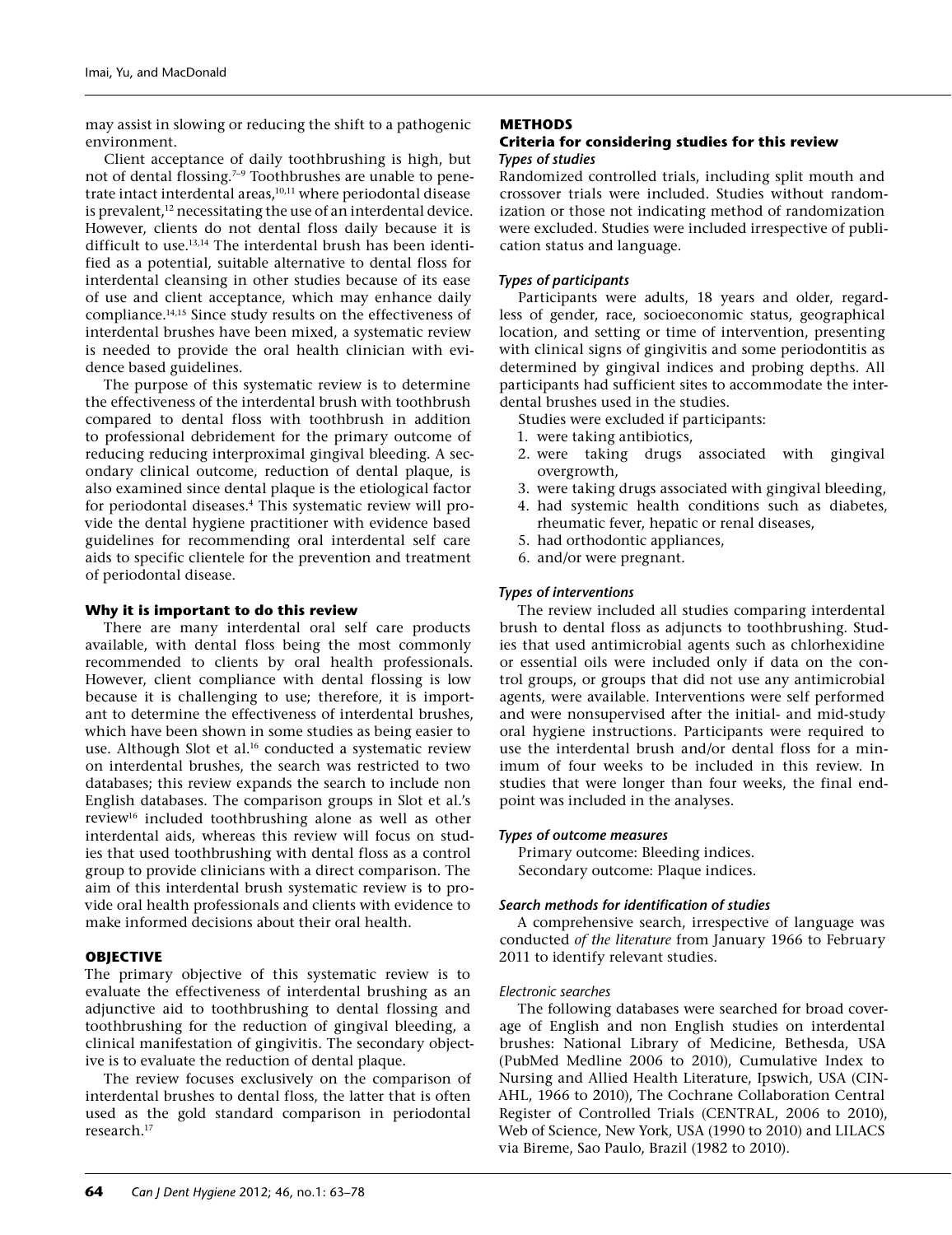may assist in slowing or reducing the shift to a pathogenic environment.

Client acceptance of daily toothbrushing is high, but not of dental flossing.[7–9] Toothbrushes are unable to penetrate intact interdental areas,[10,11] where periodontal disease is prevalent,[12] necessitating the use of an interdental device. However, clients do not dental floss daily because it is difficult to use.[13,14] The interdental brush has been identified as a potential, suitable alternative to dental floss for interdental cleansing in other studies because of its ease of use and client acceptance, which may enhance daily compliance.[14,15] Since study results on the effectiveness of interdental brushes have been mixed, a systematic review is needed to provide the oral health clinician with evidence based guidelines.

The purpose of this systematic review is to determine the effectiveness of the interdental brush with toothbrush compared to dental floss with toothbrush in addition to professional debridement for the primary outcome of reducing reducing interproximal gingival bleeding. A secondary clinical outcome, reduction of dental plaque, is also examined since dental plaque is the etiological factor for periodontal diseases.[4] This systematic review will provide the dental hygiene practitioner with evidence based guidelines for recommending oral interdental self care aids to specific clientele for the prevention and treatment of periodontal disease.

## Why it is important to do this review

There are many interdental oral self care products available, with dental floss being the most commonly recommended to clients by oral health professionals. However, client compliance with dental flossing is low because it is challenging to use; therefore, it is important to determine the effectiveness of interdental brushes, which have been shown in some studies as being easier to use. Although Slot et al.[16] conducted a systematic review on interdental brushes, the search was restricted to two databases; this review expands the search to include non English databases. The comparison groups in Slot et al.'s review[16] included toothbrushing alone as well as other interdental aids, whereas this review will focus on studies that used toothbrushing with dental floss as a control group to provide clinicians with a direct comparison. The aim of this interdental brush systematic review is to provide oral health professionals and clients with evidence to make informed decisions about their oral health.

## OBJECTIVE

The primary objective of this systematic review is to evaluate the effectiveness of interdental brushing as an adjunctive aid to toothbrushing to dental flossing and toothbrushing for the reduction of gingival bleeding, a clinical manifestation of gingivitis. The secondary objective is to evaluate the reduction of dental plaque.

The review focuses exclusively on the comparison of interdental brushes to dental floss, the latter that is often used as the gold standard comparison in periodontal research.[17]

## METHODS

### Criteria for considering studies for this review

#### *Types of studies*

Randomized controlled trials, including split mouth and crossover trials were included. Studies without randomization or those not indicating method of randomization were excluded. Studies were included irrespective of publication status and language.

#### *Types of participants*

Participants were adults, 18 years and older, regardless of gender, race, socioeconomic status, geographical location, and setting or time of intervention, presenting with clinical signs of gingivitis and some periodontitis as determined by gingival indices and probing depths. All participants had sufficient sites to accommodate the interdental brushes used in the studies.

Studies were excluded if participants:

1. were taking antibiotics,
2. were taking drugs associated with gingival overgrowth,
3. were taking drugs associated with gingival bleeding,
4. had systemic health conditions such as diabetes, rheumatic fever, hepatic or renal diseases,
5. had orthodontic appliances,
6. and/or were pregnant.

#### *Types of interventions*

The review included all studies comparing interdental brush to dental floss as adjuncts to toothbrushing. Studies that used antimicrobial agents such as chlorhexidine or essential oils were included only if data on the control groups, or groups that did not use any antimicrobial agents, were available. Interventions were self performed and were nonsupervised after the initial- and mid-study oral hygiene instructions. Participants were required to use the interdental brush and/or dental floss for a minimum of four weeks to be included in this review. In studies that were longer than four weeks, the final endpoint was included in the analyses.

#### *Types of outcome measures*

Primary outcome: Bleeding indices.
Secondary outcome: Plaque indices.

#### *Search methods for identification of studies*

A comprehensive search, irrespective of language was conducted *of the literature* from January 1966 to February 2011 to identify relevant studies.

##### *Electronic searches*

The following databases were searched for broad coverage of English and non English studies on interdental brushes: National Library of Medicine, Bethesda, USA (PubMed Medline 2006 to 2010), Cumulative Index to Nursing and Allied Health Literature, Ipswich, USA (CINAHL, 1966 to 2010), The Cochrane Collaboration Central Register of Controlled Trials (CENTRAL, 2006 to 2010), Web of Science, New York, USA (1990 to 2010) and LILACS via Bireme, Sao Paulo, Brazil (1982 to 2010).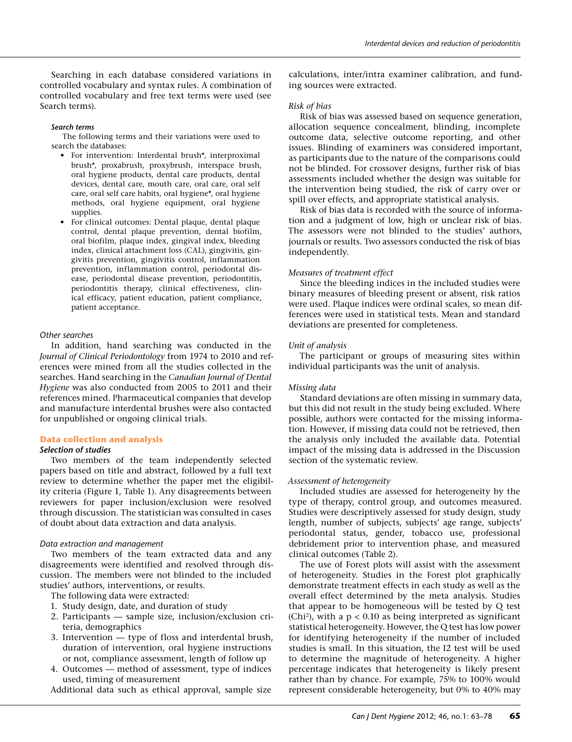Searching in each database considered variations in controlled vocabulary and syntax rules. A combination of controlled vocabulary and free text terms were used (see Search terms).

#### *Search terms*

The following terms and their variations were used to search the databases:

- For intervention: Interdental brush*, interproximal brush*, proxabrush, proxybrush, interspace brush, oral hygiene products, dental care products, dental devices, dental care, mouth care, oral care, oral self care, oral self care habits, oral hygiene*, oral hygiene methods, oral hygiene equipment, oral hygiene supplies.
- For clinical outcomes: Dental plaque, dental plaque control, dental plaque prevention, dental biofilm, oral biofilm, plaque index, gingival index, bleeding index, clinical attachment loss (CAL), gingivitis, gingivitis prevention, gingivitis control, inflammation prevention, inflammation control, periodontal disease, periodontal disease prevention, periodontitis, periodontitis therapy, clinical effectiveness, clinical efficacy, patient education, patient compliance, patient acceptance.

#### *Other searches*

In addition, hand searching was conducted in the *Journal of Clinical Periodontology* from 1974 to 2010 and references were mined from all the studies collected in the searches. Hand searching in the *Canadian Journal of Dental Hygiene* was also conducted from 2005 to 2011 and their references mined. Pharmaceutical companies that develop and manufacture interdental brushes were also contacted for unpublished or ongoing clinical trials.

## Data collection and analysis

#### *Selection of studies*

Two members of the team independently selected papers based on title and abstract, followed by a full text review to determine whether the paper met the eligibility criteria (Figure 1, Table 1). Any disagreements between reviewers for paper inclusion/exclusion were resolved through discussion. The statistician was consulted in cases of doubt about data extraction and data analysis.

#### *Data extraction and management*

Two members of the team extracted data and any disagreements were identified and resolved through discussion. The members were not blinded to the included studies' authors, interventions, or results.

The following data were extracted:

1. Study design, date, and duration of study
2. Participants — sample size, inclusion/exclusion criteria, demographics
3. Intervention — type of floss and interdental brush, duration of intervention, oral hygiene instructions or not, compliance assessment, length of follow up
4. Outcomes — method of assessment, type of indices used, timing of measurement

Additional data such as ethical approval, sample size calculations, inter/intra examiner calibration, and funding sources were extracted.

#### *Risk of bias*

Risk of bias was assessed based on sequence generation, allocation sequence concealment, blinding, incomplete outcome data, selective outcome reporting, and other issues. Blinding of examiners was considered important, as participants due to the nature of the comparisons could not be blinded. For crossover designs, further risk of bias assessments included whether the design was suitable for the intervention being studied, the risk of carry over or spill over effects, and appropriate statistical analysis.

Risk of bias data is recorded with the source of information and a judgment of low, high or unclear risk of bias. The assessors were not blinded to the studies' authors, journals or results. Two assessors conducted the risk of bias independently.

#### *Measures of treatment effect*

Since the bleeding indices in the included studies were binary measures of bleeding present or absent, risk ratios were used. Plaque indices were ordinal scales, so mean differences were used in statistical tests. Mean and standard deviations are presented for completeness.

#### *Unit of analysis*

The participant or groups of measuring sites within individual participants was the unit of analysis.

#### *Missing data*

Standard deviations are often missing in summary data, but this did not result in the study being excluded. Where possible, authors were contacted for the missing information. However, if missing data could not be retrieved, then the analysis only included the available data. Potential impact of the missing data is addressed in the Discussion section of the systematic review.

#### *Assessment of heterogeneity*

Included studies are assessed for heterogeneity by the type of therapy, control group, and outcomes measured. Studies were descriptively assessed for study design, study length, number of subjects, subjects' age range, subjects' periodontal status, gender, tobacco use, professional debridement prior to intervention phase, and measured clinical outcomes (Table 2).

The use of Forest plots will assist with the assessment of heterogeneity. Studies in the Forest plot graphically demonstrate treatment effects in each study as well as the overall effect determined by the meta analysis. Studies that appear to be homogeneous will be tested by Q test ($Chi^2$), with a $p < 0.10$ as being interpreted as significant statistical heterogeneity. However, the Q test has low power for identifying heterogeneity if the number of included studies is small. In this situation, the I2 test will be used to determine the magnitude of heterogeneity. A higher percentage indicates that heterogeneity is likely present rather than by chance. For example, 75% to 100% would represent considerable heterogeneity, but 0% to 40% may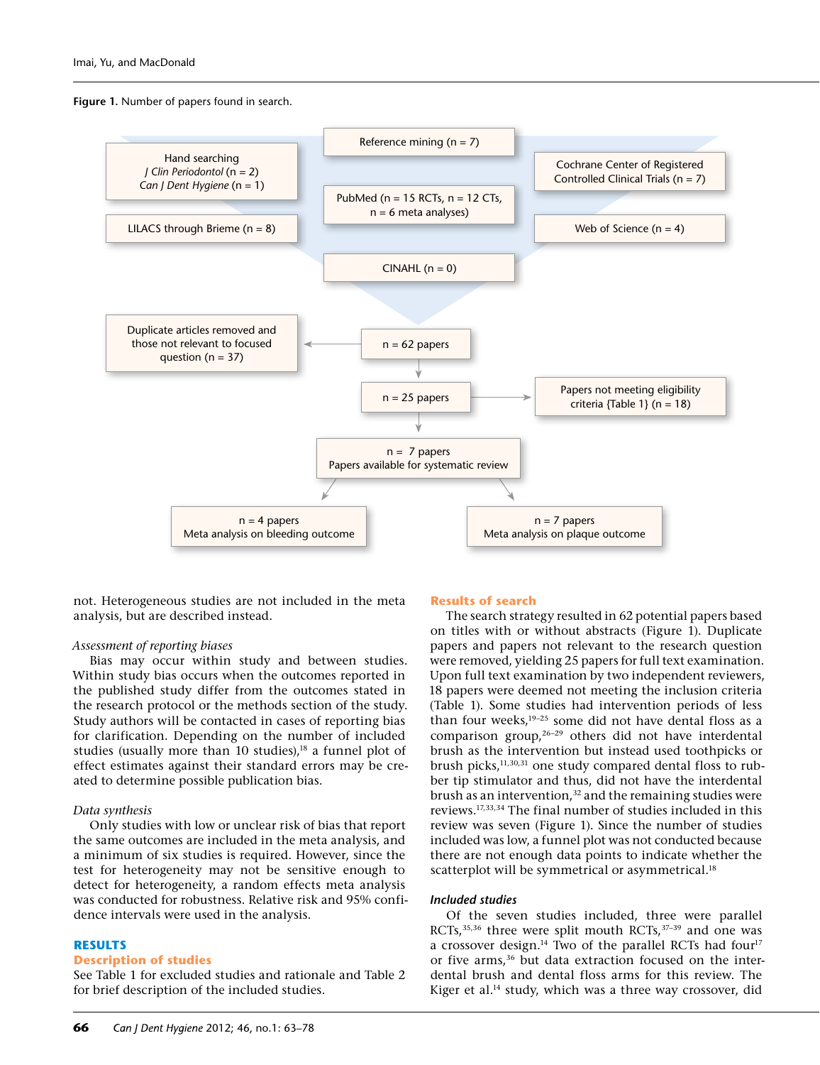**Figure 1.** Number of papers found in search.

Hand searching
*J Clin Periodontol* (n = 2)
*Can J Dent Hygiene* (n = 1)

Reference mining (n = 7)

Cochrane Center of Registered Controlled Clinical Trials (n = 7)

PubMed (n = 15 RCTs, n = 12 CTs, n = 6 meta analyses)

LILACS through Brieme (n = 8)

Web of Science (n = 4)

CINAHL (n = 0)

Duplicate articles removed and those not relevant to focused question (n = 37)

n = 62 papers

n = 25 papers

Papers not meeting eligibility criteria {Table 1} (n = 18)

n = 7 papers
Papers available for systematic review

n = 4 papers
Meta analysis on bleeding outcome

n = 7 papers
Meta analysis on plaque outcome

not. Heterogeneous studies are not included in the meta analysis, but are described instead.

*Assessment of reporting biases*

Bias may occur within study and between studies. Within study bias occurs when the outcomes reported in the published study differ from the outcomes stated in the research protocol or the methods section of the study. Study authors will be contacted in cases of reporting bias for clarification. Depending on the number of included studies (usually more than 10 studies),[18] a funnel plot of effect estimates against their standard errors may be created to determine possible publication bias.

*Data synthesis*

Only studies with low or unclear risk of bias that report the same outcomes are included in the meta analysis, and a minimum of six studies is required. However, since the test for heterogeneity may not be sensitive enough to detect for heterogeneity, a random effects meta analysis was conducted for robustness. Relative risk and 95% confidence intervals were used in the analysis.

## RESULTS

### Description of studies

See Table 1 for excluded studies and rationale and Table 2 for brief description of the included studies.

### Results of search

The search strategy resulted in 62 potential papers based on titles with or without abstracts (Figure 1). Duplicate papers and papers not relevant to the research question were removed, yielding 25 papers for full text examination. Upon full text examination by two independent reviewers, 18 papers were deemed not meeting the inclusion criteria (Table 1). Some studies had intervention periods of less than four weeks,[19–25] some did not have dental floss as a comparison group,[26–29] others did not have interdental brush as the intervention but instead used toothpicks or brush picks,[11,30,31] one study compared dental floss to rubber tip stimulator and thus, did not have the interdental brush as an intervention,[32] and the remaining studies were reviews.[17,33,34] The final number of studies included in this review was seven (Figure 1). Since the number of studies included was low, a funnel plot was not conducted because there are not enough data points to indicate whether the scatterplot will be symmetrical or asymmetrical.[18]

*Included studies*

Of the seven studies included, three were parallel RCTs,[35,36] three were split mouth RCTs,[37–39] and one was a crossover design.[14] Two of the parallel RCTs had four[17] or five arms,[36] but data extraction focused on the interdental brush and dental floss arms for this review. The Kiger et al.[14] study, which was a three way crossover, did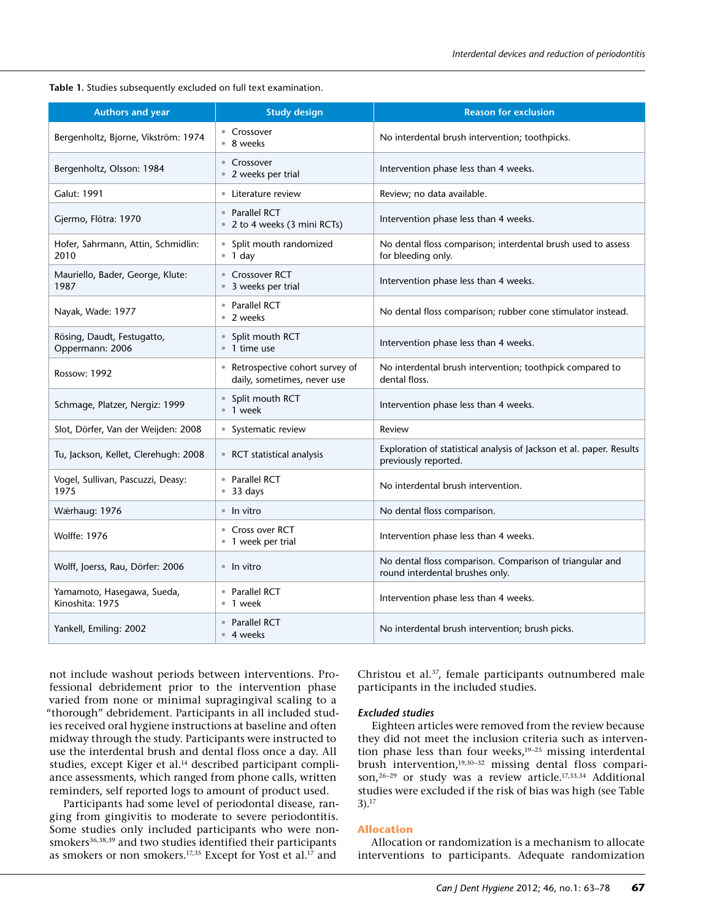Table 1. Studies subsequently excluded on full text examination.

| Authors and year | Study design | Reason for exclusion |
| --- | --- | --- |
| Bergenholtz, Bjorne, Vikström: 1974 | • Crossover<br>• 8 weeks | No interdental brush intervention; toothpicks. |
| Bergenholtz, Olsson: 1984 | • Crossover<br>• 2 weeks per trial | Intervention phase less than 4 weeks. |
| Galut: 1991 | • Literature review | Review; no data available. |
| Gjermo, Flötra: 1970 | • Parallel RCT<br>• 2 to 4 weeks (3 mini RCTs) | Intervention phase less than 4 weeks. |
| Hofer, Sahrmann, Attin, Schmidlin: 2010 | • Split mouth randomized<br>• 1 day | No dental floss comparison; interdental brush used to assess for bleeding only. |
| Mauriello, Bader, George, Klute: 1987 | • Crossover RCT<br>• 3 weeks per trial | Intervention phase less than 4 weeks. |
| Nayak, Wade: 1977 | • Parallel RCT<br>• 2 weeks | No dental floss comparison; rubber cone stimulator instead. |
| Rösing, Daudt, Festugatto, Oppermann: 2006 | • Split mouth RCT<br>• 1 time use | Intervention phase less than 4 weeks. |
| Rossow: 1992 | • Retrospective cohort survey of daily, sometimes, never use | No interdental brush intervention; toothpick compared to dental floss. |
| Schmage, Platzer, Nergiz: 1999 | • Split mouth RCT<br>• 1 week | Intervention phase less than 4 weeks. |
| Slot, Dörfer, Van der Weijden: 2008 | • Systematic review | Review |
| Tu, Jackson, Kellet, Clerehugh: 2008 | • RCT statistical analysis | Exploration of statistical analysis of Jackson et al. paper. Results previously reported. |
| Vogel, Sullivan, Pascuzzi, Deasy: 1975 | • Parallel RCT<br>• 33 days | No interdental brush intervention. |
| Wærhaug: 1976 | • In vitro | No dental floss comparison. |
| Wolffe: 1976 | • Cross over RCT<br>• 1 week per trial | Intervention phase less than 4 weeks. |
| Wolff, Joerss, Rau, Dörfer: 2006 | • In vitro | No dental floss comparison. Comparison of triangular and round interdental brushes only. |
| Yamamoto, Hasegawa, Sueda, Kinoshita: 1975 | • Parallel RCT<br>• 1 week | Intervention phase less than 4 weeks. |
| Yankell, Emiling: 2002 | • Parallel RCT<br>• 4 weeks | No interdental brush intervention; brush picks. |

not include washout periods between interventions. Professional debridement prior to the intervention phase varied from none or minimal supragingival scaling to a "thorough" debridement. Participants in all included studies received oral hygiene instructions at baseline and often midway through the study. Participants were instructed to use the interdental brush and dental floss once a day. All studies, except Kiger et al.[14] described participant compliance assessments, which ranged from phone calls, written reminders, self reported logs to amount of product used.

Participants had some level of periodontal disease, ranging from gingivitis to moderate to severe periodontitis. Some studies only included participants who were nonsmokers[36,38,39] and two studies identified their participants as smokers or non smokers.[17,35] Except for Yost et al.[17] and Christou et al.[37], female participants outnumbered male participants in the included studies.

### Excluded studies

Eighteen articles were removed from the review because they did not meet the inclusion criteria such as intervention phase less than four weeks,[19–25] missing interdental brush intervention,[19,30–32] missing dental floss comparison,[26–29] or study was a review article.[17,33,34] Additional studies were excluded if the risk of bias was high (see Table 3).[17]

## Allocation

Allocation or randomization is a mechanism to allocate interventions to participants. Adequate randomization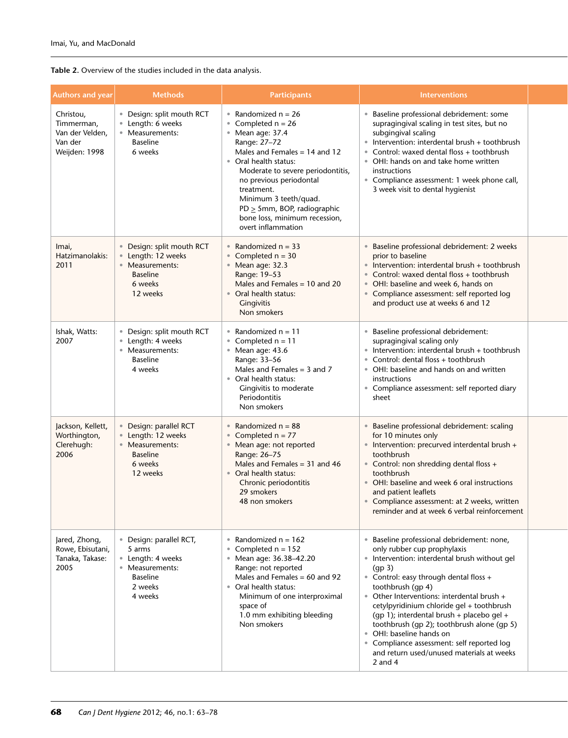**Table 2.** Overview of the studies included in the data analysis.

| Authors and year | Methods | Participants | Interventions |
|---|---|---|---|
| Christou, Timmerman, Van der Velden, Van der Weijden: 1998 | • Design: split mouth RCT<br>• Length: 6 weeks<br>• Measurements:<br>Baseline<br>6 weeks | • Randomized n = 26<br>• Completed n = 26<br>• Mean age: 37.4<br>Range: 27–72<br>Males and Females = 14 and 12<br>• Oral health status:<br>Moderate to severe periodontitis, no previous periodontal treatment.<br>Minimum 3 teeth/quad.<br>PD ≥ 5mm, BOP, radiographic bone loss, minimum recession, overt inflammation | • Baseline professional debridement: some supragingival scaling in test sites, but no subgingival scaling<br>• Intervention: interdental brush + toothbrush<br>• Control: waxed dental floss + toothbrush<br>• OHI: hands on and take home written instructions<br>• Compliance assessment: 1 week phone call, 3 week visit to dental hygienist |
| Imai, Hatzimanolakis: 2011 | • Design: split mouth RCT<br>• Length: 12 weeks<br>• Measurements:<br>Baseline<br>6 weeks<br>12 weeks | • Randomized n = 33<br>• Completed n = 30<br>• Mean age: 32.3<br>Range: 19–53<br>Males and Females = 10 and 20<br>• Oral health status:<br>Gingivitis<br>Non smokers | • Baseline professional debridement: 2 weeks prior to baseline<br>• Intervention: interdental brush + toothbrush<br>• Control: waxed dental floss + toothbrush<br>• OHI: baseline and week 6, hands on<br>• Compliance assessment: self reported log and product use at weeks 6 and 12 |
| Ishak, Watts: 2007 | • Design: split mouth RCT<br>• Length: 4 weeks<br>• Measurements:<br>Baseline<br>4 weeks | • Randomized n = 11<br>• Completed n = 11<br>• Mean age: 43.6<br>Range: 33–56<br>Males and Females = 3 and 7<br>• Oral health status:<br>Gingivitis to moderate Periodontitis<br>Non smokers | • Baseline professional debridement: supragingival scaling only<br>• Intervention: interdental brush + toothbrush<br>• Control: dental floss + toothbrush<br>• OHI: baseline and hands on and written instructions<br>• Compliance assessment: self reported diary sheet |
| Jackson, Kellett, Worthington, Clerehugh: 2006 | • Design: parallel RCT<br>• Length: 12 weeks<br>• Measurements:<br>Baseline<br>6 weeks<br>12 weeks | • Randomized n = 88<br>• Completed n = 77<br>• Mean age: not reported<br>Range: 26–75<br>Males and Females = 31 and 46<br>• Oral health status:<br>Chronic periodontitis<br>29 smokers<br>48 non smokers | • Baseline professional debridement: scaling for 10 minutes only<br>• Intervention: precurved interdental brush + toothbrush<br>• Control: non shredding dental floss + toothbrush<br>• OHI: baseline and week 6 oral instructions and patient leaflets<br>• Compliance assessment: at 2 weeks, written reminder and at week 6 verbal reinforcement |
| Jared, Zhong, Rowe, Ebisutani, Tanaka, Takase: 2005 | • Design: parallel RCT, 5 arms<br>• Length: 4 weeks<br>• Measurements:<br>Baseline<br>2 weeks<br>4 weeks | • Randomized n = 162<br>• Completed n = 152<br>• Mean age: 36.38–42.20<br>Range: not reported<br>Males and Females = 60 and 92<br>• Oral health status:<br>Minimum of one interproximal space of<br>1.0 mm exhibiting bleeding<br>Non smokers | • Baseline professional debridement: none, only rubber cup prophylaxis<br>• Intervention: interdental brush without gel (gp 3)<br>• Control: easy through dental floss + toothbrush (gp 4)<br>• Other Interventions: interdental brush + cetylpyridinium chloride gel + toothbrush (gp 1); interdental brush + placebo gel + toothbrush (gp 2); toothbrush alone (gp 5)<br>• OHI: baseline hands on<br>• Compliance assessment: self reported log and return used/unused materials at weeks 2 and 4 |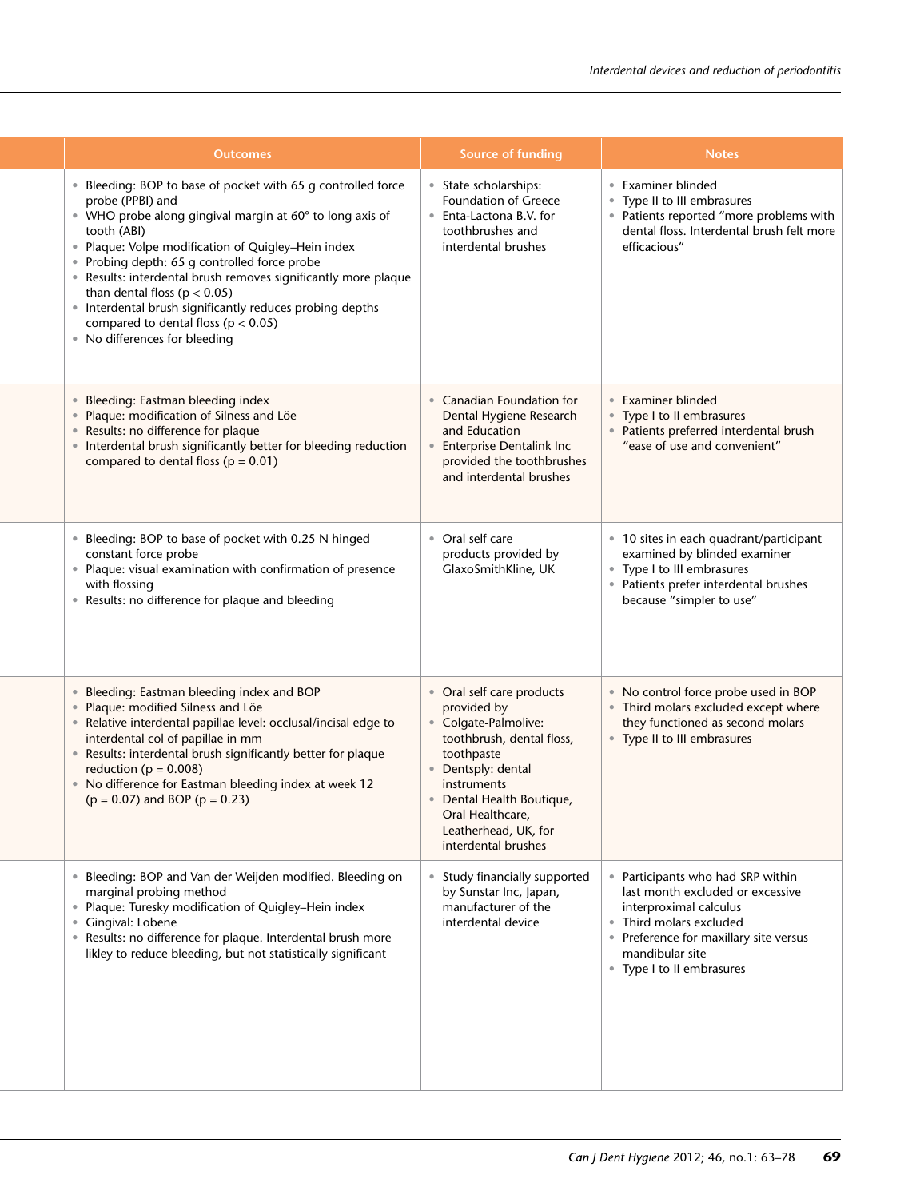| Outcomes | Source of funding | Notes |
|---|---|---|
| • Bleeding: BOP to base of pocket with 65 g controlled force probe (PPBI) and<br>• WHO probe along gingival margin at 60° to long axis of tooth (ABI)<br>• Plaque: Volpe modification of Quigley–Hein index<br>• Probing depth: 65 g controlled force probe<br>• Results: interdental brush removes significantly more plaque than dental floss ($p < 0.05$)<br>• Interdental brush significantly reduces probing depths compared to dental floss ($p < 0.05$)<br>• No differences for bleeding | • State scholarships: Foundation of Greece<br>• Enta-Lactona B.V. for toothbrushes and interdental brushes | • Examiner blinded<br>• Type II to III embrasures<br>• Patients reported "more problems with dental floss. Interdental brush felt more efficacious" |
| • Bleeding: Eastman bleeding index<br>• Plaque: modification of Silness and Löe<br>• Results: no difference for plaque<br>• Interdental brush significantly better for bleeding reduction compared to dental floss ($p = 0.01$) | • Canadian Foundation for Dental Hygiene Research and Education<br>• Enterprise Dentalink Inc provided the toothbrushes and interdental brushes | • Examiner blinded<br>• Type I to II embrasures<br>• Patients preferred interdental brush "ease of use and convenient" |
| • Bleeding: BOP to base of pocket with 0.25 N hinged constant force probe<br>• Plaque: visual examination with confirmation of presence with flossing<br>• Results: no difference for plaque and bleeding | • Oral self care products provided by GlaxoSmithKline, UK | • 10 sites in each quadrant/participant examined by blinded examiner<br>• Type I to III embrasures<br>• Patients prefer interdental brushes because "simpler to use" |
| • Bleeding: Eastman bleeding index and BOP<br>• Plaque: modified Silness and Löe<br>• Relative interdental papillae level: occlusal/incisal edge to interdental col of papillae in mm<br>• Results: interdental brush significantly better for plaque reduction ($p = 0.008$)<br>• No difference for Eastman bleeding index at week 12 ($p = 0.07$) and BOP ($p = 0.23$) | • Oral self care products provided by<br>• Colgate-Palmolive: toothbrush, dental floss, toothpaste<br>• Dentsply: dental instruments<br>• Dental Health Boutique, Oral Healthcare, Leatherhead, UK, for interdental brushes | • No control force probe used in BOP<br>• Third molars excluded except where they functioned as second molars<br>• Type II to III embrasures |
| • Bleeding: BOP and Van der Weijden modified. Bleeding on marginal probing method<br>• Plaque: Turesky modification of Quigley–Hein index<br>• Gingival: Lobene<br>• Results: no difference for plaque. Interdental brush more likley to reduce bleeding, but not statistically significant | • Study financially supported by Sunstar Inc, Japan, manufacturer of the interdental device | • Participants who had SRP within last month excluded or excessive interproximal calculus<br>• Third molars excluded<br>• Preference for maxillary site versus mandibular site<br>• Type I to II embrasures |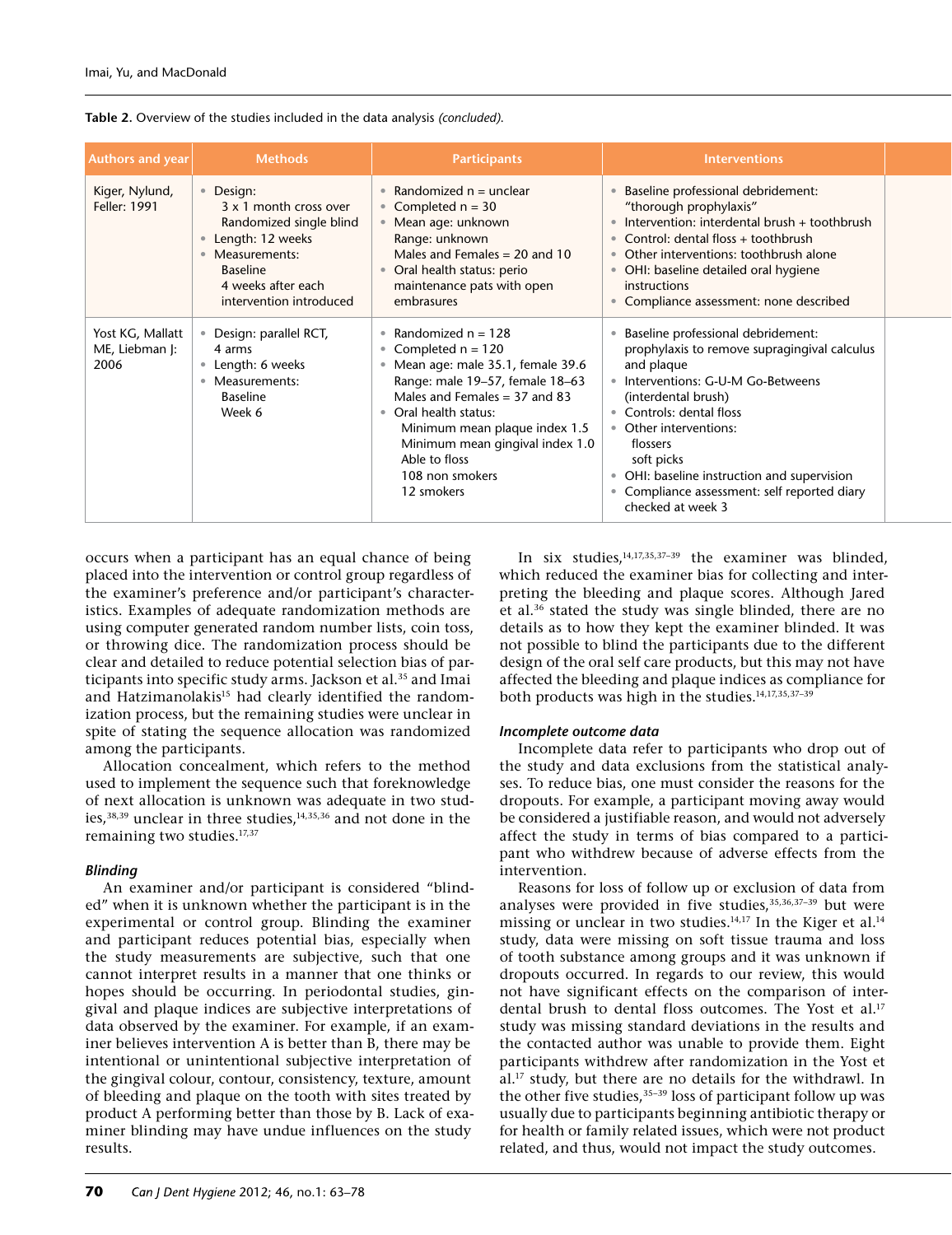**Table 2.** Overview of the studies included in the data analysis *(concluded).*

| Authors and year | Methods | Participants | Interventions |
|---|---|---|---|
| Kiger, Nylund, Feller: 1991 | • Design: 3 x 1 month cross over Randomized single blind<br>• Length: 12 weeks<br>• Measurements: Baseline 4 weeks after each intervention introduced | • Randomized n = unclear<br>• Completed n = 30<br>• Mean age: unknown Range: unknown Males and Females = 20 and 10<br>• Oral health status: perio maintenance pats with open embrasures | • Baseline professional debridement: "thorough prophylaxis"<br>• Intervention: interdental brush + toothbrush<br>• Control: dental floss + toothbrush<br>• Other interventions: toothbrush alone<br>• OHI: baseline detailed oral hygiene instructions<br>• Compliance assessment: none described |
| Yost KG, Mallatt ME, Liebman J: 2006 | • Design: parallel RCT, 4 arms<br>• Length: 6 weeks<br>• Measurements: Baseline Week 6 | • Randomized n = 128<br>• Completed n = 120<br>• Mean age: male 35.1, female 39.6 Range: male 19–57, female 18–63 Males and Females = 37 and 83<br>• Oral health status: Minimum mean plaque index 1.5 Minimum mean gingival index 1.0 Able to floss 108 non smokers 12 smokers | • Baseline professional debridement: prophylaxis to remove supragingival calculus and plaque<br>• Interventions: G-U-M Go-Betweens (interdental brush)<br>• Controls: dental floss<br>• Other interventions: flossers soft picks<br>• OHI: baseline instruction and supervision<br>• Compliance assessment: self reported diary checked at week 3 |

occurs when a participant has an equal chance of being placed into the intervention or control group regardless of the examiner's preference and/or participant's characteristics. Examples of adequate randomization methods are using computer generated random number lists, coin toss, or throwing dice. The randomization process should be clear and detailed to reduce potential selection bias of participants into specific study arms. Jackson et al.[35] and Imai and Hatzimanolakis[15] had clearly identified the randomization process, but the remaining studies were unclear in spite of stating the sequence allocation was randomized among the participants.

Allocation concealment, which refers to the method used to implement the sequence such that foreknowledge of next allocation is unknown was adequate in two studies,[38,39] unclear in three studies,[14,35,36] and not done in the remaining two studies.[17,37]

### *Blinding*

An examiner and/or participant is considered "blinded" when it is unknown whether the participant is in the experimental or control group. Blinding the examiner and participant reduces potential bias, especially when the study measurements are subjective, such that one cannot interpret results in a manner that one thinks or hopes should be occurring. In periodontal studies, gingival and plaque indices are subjective interpretations of data observed by the examiner. For example, if an examiner believes intervention A is better than B, there may be intentional or unintentional subjective interpretation of the gingival colour, contour, consistency, texture, amount of bleeding and plaque on the tooth with sites treated by product A performing better than those by B. Lack of examiner blinding may have undue influences on the study results.

In six studies,[14,17,35,37–39] the examiner was blinded, which reduced the examiner bias for collecting and interpreting the bleeding and plaque scores. Although Jared et al.[36] stated the study was single blinded, there are no details as to how they kept the examiner blinded. It was not possible to blind the participants due to the different design of the oral self care products, but this may not have affected the bleeding and plaque indices as compliance for both products was high in the studies.[14,17,35,37–39]

### *Incomplete outcome data*

Incomplete data refer to participants who drop out of the study and data exclusions from the statistical analyses. To reduce bias, one must consider the reasons for the dropouts. For example, a participant moving away would be considered a justifiable reason, and would not adversely affect the study in terms of bias compared to a participant who withdrew because of adverse effects from the intervention.

Reasons for loss of follow up or exclusion of data from analyses were provided in five studies,[35,36,37–39] but were missing or unclear in two studies.[14,17] In the Kiger et al.[14] study, data were missing on soft tissue trauma and loss of tooth substance among groups and it was unknown if dropouts occurred. In regards to our review, this would not have significant effects on the comparison of interdental brush to dental floss outcomes. The Yost et al.[17] study was missing standard deviations in the results and the contacted author was unable to provide them. Eight participants withdrew after randomization in the Yost et al.[17] study, but there are no details for the withdrawl. In the other five studies,[35–39] loss of participant follow up was usually due to participants beginning antibiotic therapy or for health or family related issues, which were not product related, and thus, would not impact the study outcomes.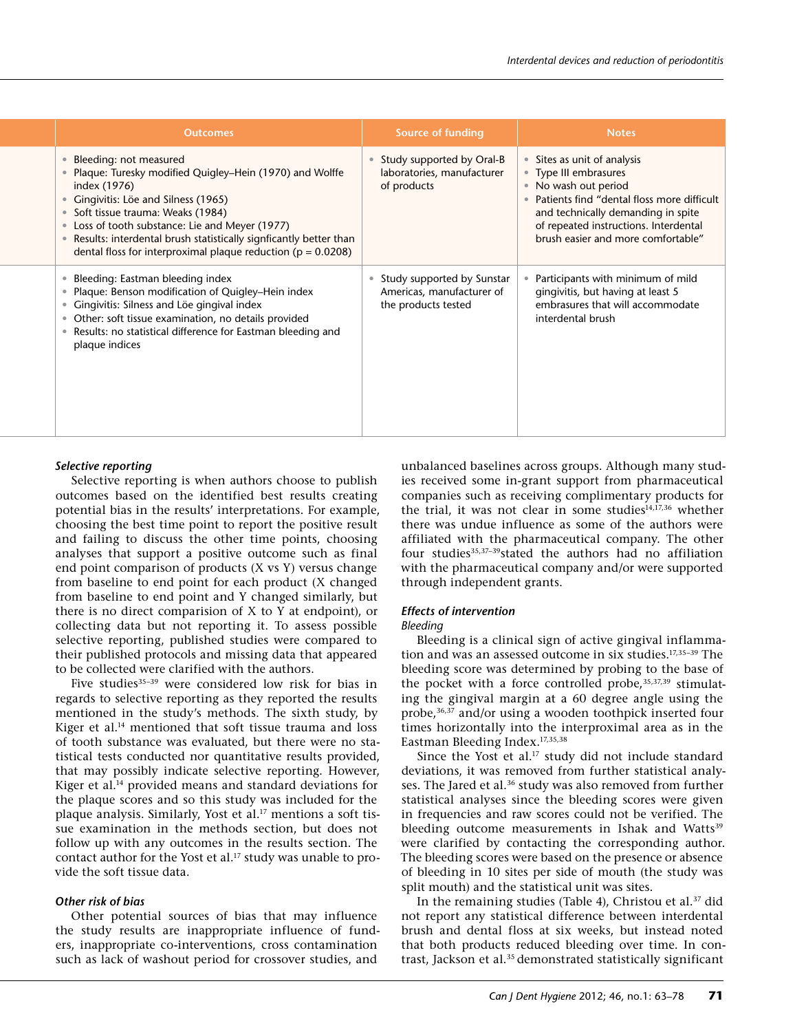| | Outcomes | Source of funding | Notes |
|---|---|---|---|
| | • Bleeding: not measured<br>• Plaque: Turesky modified Quigley–Hein (1970) and Wolffe index (1976)<br>• Gingivitis: Löe and Silness (1965)<br>• Soft tissue trauma: Weaks (1984)<br>• Loss of tooth substance: Lie and Meyer (1977)<br>• Results: interdental brush statistically signficantly better than dental floss for interproximal plaque reduction (p = 0.0208) | • Study supported by Oral-B laboratories, manufacturer of products | • Sites as unit of analysis<br>• Type III embrasures<br>• No wash out period<br>• Patients find "dental floss more difficult and technically demanding in spite of repeated instructions. Interdental brush easier and more comfortable" |
| | • Bleeding: Eastman bleeding index<br>• Plaque: Benson modification of Quigley–Hein index<br>• Gingivitis: Silness and Löe gingival index<br>• Other: soft tissue examination, no details provided<br>• Results: no statistical difference for Eastman bleeding and plaque indices | • Study supported by Sunstar Americas, manufacturer of the products tested | • Participants with minimum of mild gingivitis, but having at least 5 embrasures that will accommodate interdental brush |

***Selective reporting***

Selective reporting is when authors choose to publish outcomes based on the identified best results creating potential bias in the results' interpretations. For example, choosing the best time point to report the positive result and failing to discuss the other time points, choosing analyses that support a positive outcome such as final end point comparison of products (X vs Y) versus change from baseline to end point for each product (X changed from baseline to end point and Y changed similarly, but there is no direct comparision of X to Y at endpoint), or collecting data but not reporting it. To assess possible selective reporting, published studies were compared to their published protocols and missing data that appeared to be collected were clarified with the authors.

Five studies[35–39] were considered low risk for bias in regards to selective reporting as they reported the results mentioned in the study's methods. The sixth study, by Kiger et al.[14] mentioned that soft tissue trauma and loss of tooth substance was evaluated, but there were no statistical tests conducted nor quantitative results provided, that may possibly indicate selective reporting. However, Kiger et al.[14] provided means and standard deviations for the plaque scores and so this study was included for the plaque analysis. Similarly, Yost et al.[17] mentions a soft tissue examination in the methods section, but does not follow up with any outcomes in the results section. The contact author for the Yost et al.[17] study was unable to provide the soft tissue data.

***Other risk of bias***

Other potential sources of bias that may influence the study results are inappropriate influence of funders, inappropriate co-interventions, cross contamination such as lack of washout period for crossover studies, and unbalanced baselines across groups. Although many studies received some in-grant support from pharmaceutical companies such as receiving complimentary products for the trial, it was not clear in some studies[14,17,36] whether there was undue influence as some of the authors were affiliated with the pharmaceutical company. The other four studies[35,37–39]stated the authors had no affiliation with the pharmaceutical company and/or were supported through independent grants.

***Effects of intervention***

*Bleeding*

Bleeding is a clinical sign of active gingival inflammation and was an assessed outcome in six studies.[17,35–39] The bleeding score was determined by probing to the base of the pocket with a force controlled probe,[35,37,39] stimulating the gingival margin at a 60 degree angle using the probe,[36,37] and/or using a wooden toothpick inserted four times horizontally into the interproximal area as in the Eastman Bleeding Index.[17,35,38]

Since the Yost et al.[17] study did not include standard deviations, it was removed from further statistical analyses. The Jared et al.[36] study was also removed from further statistical analyses since the bleeding scores were given in frequencies and raw scores could not be verified. The bleeding outcome measurements in Ishak and Watts[39] were clarified by contacting the corresponding author. The bleeding scores were based on the presence or absence of bleeding in 10 sites per side of mouth (the study was split mouth) and the statistical unit was sites.

In the remaining studies (Table 4), Christou et al.[37] did not report any statistical difference between interdental brush and dental floss at six weeks, but instead noted that both products reduced bleeding over time. In contrast, Jackson et al.[35] demonstrated statistically significant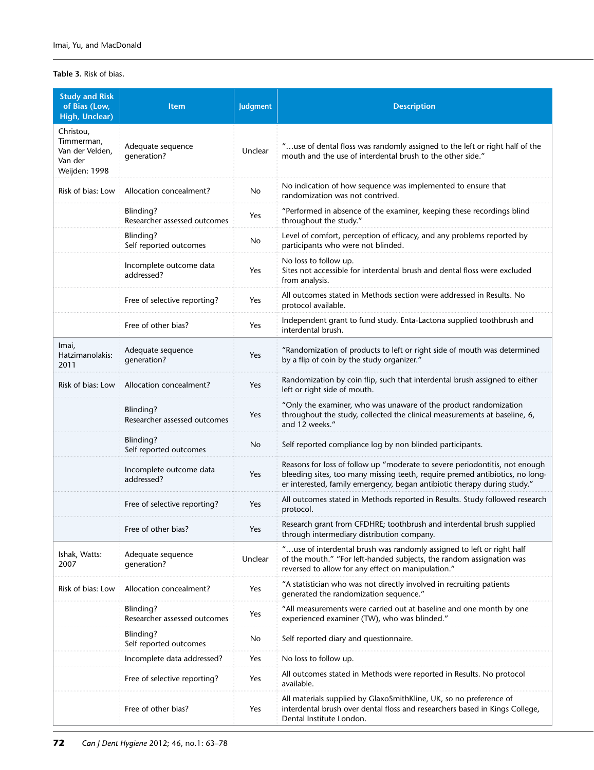**Table 3.** Risk of bias.

| Study and Risk of Bias (Low, High, Unclear) | Item | Judgment | Description |
|---|---|---|---|
| Christou, Timmerman, Van der Velden, Van der Weijden: 1998 | Adequate sequence generation? | Unclear | "…use of dental floss was randomly assigned to the left or right half of the mouth and the use of interdental brush to the other side." |
| Risk of bias: Low | Allocation concealment? | No | No indication of how sequence was implemented to ensure that randomization was not contrived. |
| | Blinding? Researcher assessed outcomes | Yes | "Performed in absence of the examiner, keeping these recordings blind throughout the study." |
| | Blinding? Self reported outcomes | No | Level of comfort, perception of efficacy, and any problems reported by participants who were not blinded. |
| | Incomplete outcome data addressed? | Yes | No loss to follow up. Sites not accessible for interdental brush and dental floss were excluded from analysis. |
| | Free of selective reporting? | Yes | All outcomes stated in Methods section were addressed in Results. No protocol available. |
| | Free of other bias? | Yes | Independent grant to fund study. Enta-Lactona supplied toothbrush and interdental brush. |
| Imai, Hatzimanolakis: 2011 | Adequate sequence generation? | Yes | "Randomization of products to left or right side of mouth was determined by a flip of coin by the study organizer." |
| Risk of bias: Low | Allocation concealment? | Yes | Randomization by coin flip, such that interdental brush assigned to either left or right side of mouth. |
| | Blinding? Researcher assessed outcomes | Yes | "Only the examiner, who was unaware of the product randomization throughout the study, collected the clinical measurements at baseline, 6, and 12 weeks." |
| | Blinding? Self reported outcomes | No | Self reported compliance log by non blinded participants. |
| | Incomplete outcome data addressed? | Yes | Reasons for loss of follow up "moderate to severe periodontitis, not enough bleeding sites, too many missing teeth, require premed antibiotics, no longer interested, family emergency, began antibiotic therapy during study." |
| | Free of selective reporting? | Yes | All outcomes stated in Methods reported in Results. Study followed research protocol. |
| | Free of other bias? | Yes | Research grant from CFDHRE; toothbrush and interdental brush supplied through intermediary distribution company. |
| Ishak, Watts: 2007 | Adequate sequence generation? | Unclear | "…use of interdental brush was randomly assigned to left or right half of the mouth." "For left-handed subjects, the random assignation was reversed to allow for any effect on manipulation." |
| Risk of bias: Low | Allocation concealment? | Yes | "A statistician who was not directly involved in recruiting patients generated the randomization sequence." |
| | Blinding? Researcher assessed outcomes | Yes | "All measurements were carried out at baseline and one month by one experienced examiner (TW), who was blinded." |
| | Blinding? Self reported outcomes | No | Self reported diary and questionnaire. |
| | Incomplete data addressed? | Yes | No loss to follow up. |
| | Free of selective reporting? | Yes | All outcomes stated in Methods were reported in Results. No protocol available. |
| | Free of other bias? | Yes | All materials supplied by GlaxoSmithKline, UK, so no preference of interdental brush over dental floss and researchers based in Kings College, Dental Institute London. |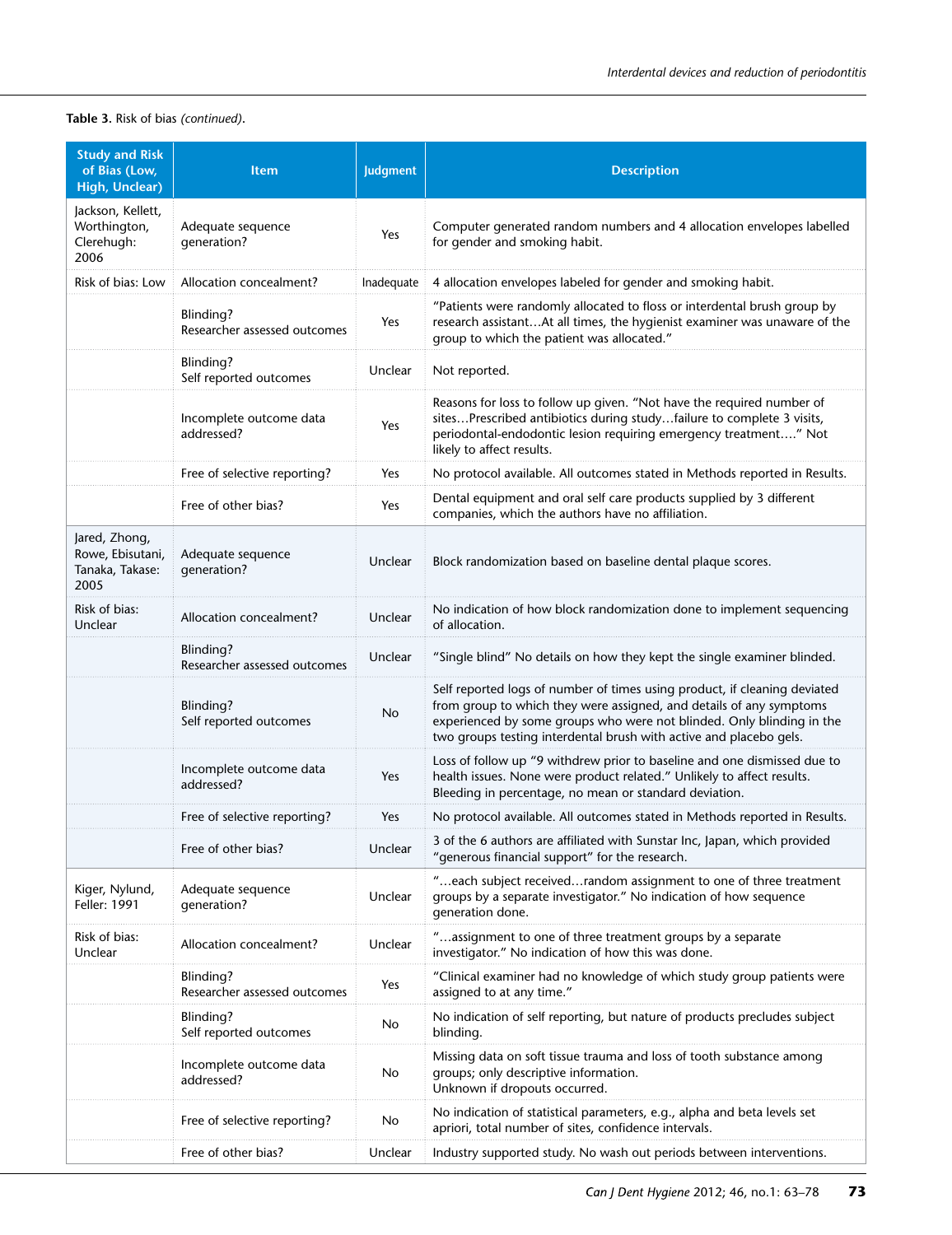**Table 3.** Risk of bias *(continued)*.

| Study and Risk of Bias (Low, High, Unclear) | Item | Judgment | Description |
|---|---|---|---|
| Jackson, Kellett, Worthington, Clerehugh: 2006 | Adequate sequence generation? | Yes | Computer generated random numbers and 4 allocation envelopes labelled for gender and smoking habit. |
| Risk of bias: Low | Allocation concealment? | Inadequate | 4 allocation envelopes labeled for gender and smoking habit. |
| | Blinding? Researcher assessed outcomes | Yes | "Patients were randomly allocated to floss or interdental brush group by research assistant…At all times, the hygienist examiner was unaware of the group to which the patient was allocated." |
| | Blinding? Self reported outcomes | Unclear | Not reported. |
| | Incomplete outcome data addressed? | Yes | Reasons for loss to follow up given. "Not have the required number of sites…Prescribed antibiotics during study…failure to complete 3 visits, periodontal-endodontic lesion requiring emergency treatment…." Not likely to affect results. |
| | Free of selective reporting? | Yes | No protocol available. All outcomes stated in Methods reported in Results. |
| | Free of other bias? | Yes | Dental equipment and oral self care products supplied by 3 different companies, which the authors have no affiliation. |
| Jared, Zhong, Rowe, Ebisutani, Tanaka, Takase: 2005 | Adequate sequence generation? | Unclear | Block randomization based on baseline dental plaque scores. |
| Risk of bias: Unclear | Allocation concealment? | Unclear | No indication of how block randomization done to implement sequencing of allocation. |
| | Blinding? Researcher assessed outcomes | Unclear | "Single blind" No details on how they kept the single examiner blinded. |
| | Blinding? Self reported outcomes | No | Self reported logs of number of times using product, if cleaning deviated from group to which they were assigned, and details of any symptoms experienced by some groups who were not blinded. Only blinding in the two groups testing interdental brush with active and placebo gels. |
| | Incomplete outcome data addressed? | Yes | Loss of follow up "9 withdrew prior to baseline and one dismissed due to health issues. None were product related." Unlikely to affect results. Bleeding in percentage, no mean or standard deviation. |
| | Free of selective reporting? | Yes | No protocol available. All outcomes stated in Methods reported in Results. |
| | Free of other bias? | Unclear | 3 of the 6 authors are affiliated with Sunstar Inc, Japan, which provided "generous financial support" for the research. |
| Kiger, Nylund, Feller: 1991 | Adequate sequence generation? | Unclear | "…each subject received…random assignment to one of three treatment groups by a separate investigator." No indication of how sequence generation done. |
| Risk of bias: Unclear | Allocation concealment? | Unclear | "…assignment to one of three treatment groups by a separate investigator." No indication of how this was done. |
| | Blinding? Researcher assessed outcomes | Yes | "Clinical examiner had no knowledge of which study group patients were assigned to at any time." |
| | Blinding? Self reported outcomes | No | No indication of self reporting, but nature of products precludes subject blinding. |
| | Incomplete outcome data addressed? | No | Missing data on soft tissue trauma and loss of tooth substance among groups; only descriptive information. Unknown if dropouts occurred. |
| | Free of selective reporting? | No | No indication of statistical parameters, e.g., alpha and beta levels set apriori, total number of sites, confidence intervals. |
| | Free of other bias? | Unclear | Industry supported study. No wash out periods between interventions. |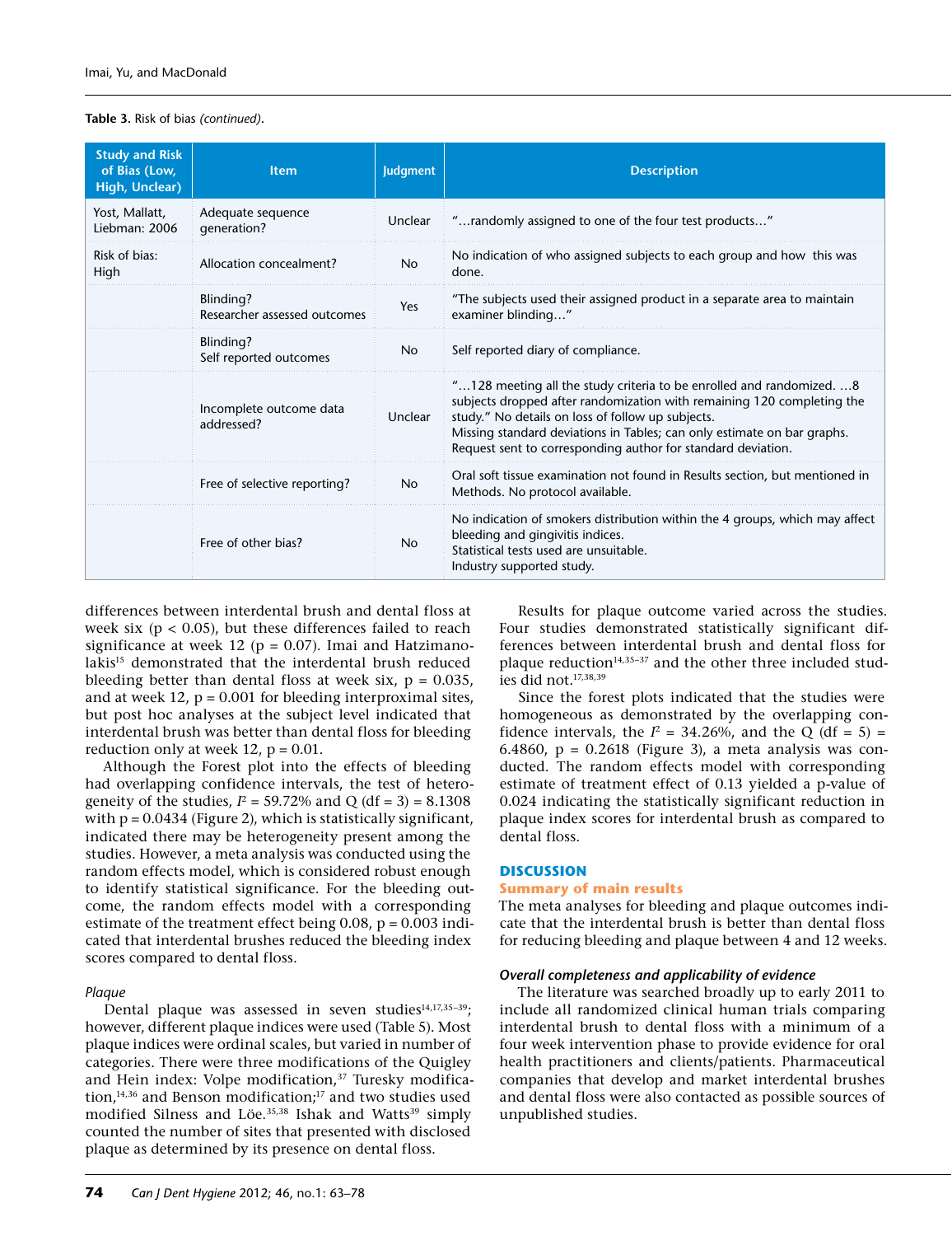**Table 3.** Risk of bias *(continued)*.

| Study and Risk of Bias (Low, High, Unclear) | Item | Judgment | Description |
|---|---|---|---|
| Yost, Mallatt, Liebman: 2006 | Adequate sequence generation? | Unclear | "…randomly assigned to one of the four test products…" |
| Risk of bias: High | Allocation concealment? | No | No indication of who assigned subjects to each group and how this was done. |
| | Blinding? Researcher assessed outcomes | Yes | "The subjects used their assigned product in a separate area to maintain examiner blinding…" |
| | Blinding? Self reported outcomes | No | Self reported diary of compliance. |
| | Incomplete outcome data addressed? | Unclear | "…128 meeting all the study criteria to be enrolled and randomized. …8 subjects dropped after randomization with remaining 120 completing the study." No details on loss of follow up subjects. Missing standard deviations in Tables; can only estimate on bar graphs. Request sent to corresponding author for standard deviation. |
| | Free of selective reporting? | No | Oral soft tissue examination not found in Results section, but mentioned in Methods. No protocol available. |
| | Free of other bias? | No | No indication of smokers distribution within the 4 groups, which may affect bleeding and gingivitis indices. Statistical tests used are unsuitable. Industry supported study. |

differences between interdental brush and dental floss at week six ($p < 0.05$), but these differences failed to reach significance at week 12 ($p = 0.07$). Imai and Hatzimanolakis[15] demonstrated that the interdental brush reduced bleeding better than dental floss at week six, $p = 0.035$, and at week 12, $p = 0.001$ for bleeding interproximal sites, but post hoc analyses at the subject level indicated that interdental brush was better than dental floss for bleeding reduction only at week 12, $p = 0.01$.

Although the Forest plot into the effects of bleeding had overlapping confidence intervals, the test of heterogeneity of the studies, $I^2 = 59.72\%$ and Q (df = 3) = 8.1308 with $p = 0.0434$ (Figure 2), which is statistically significant, indicated there may be heterogeneity present among the studies. However, a meta analysis was conducted using the random effects model, which is considered robust enough to identify statistical significance. For the bleeding outcome, the random effects model with a corresponding estimate of the treatment effect being 0.08, $p = 0.003$ indicated that interdental brushes reduced the bleeding index scores compared to dental floss.

*Plaque*

Dental plaque was assessed in seven studies[14,17,35–39]; however, different plaque indices were used (Table 5). Most plaque indices were ordinal scales, but varied in number of categories. There were three modifications of the Quigley and Hein index: Volpe modification,[37] Turesky modification,[14,36] and Benson modification;[17] and two studies used modified Silness and Löe.[35,38] Ishak and Watts[39] simply counted the number of sites that presented with disclosed plaque as determined by its presence on dental floss.

Results for plaque outcome varied across the studies. Four studies demonstrated statistically significant differences between interdental brush and dental floss for plaque reduction[14,35–37] and the other three included studies did not.[17,38,39]

Since the forest plots indicated that the studies were homogeneous as demonstrated by the overlapping confidence intervals, the $I^2 = 34.26\%$, and the Q (df = 5) = 6.4860, $p = 0.2618$ (Figure 3), a meta analysis was conducted. The random effects model with corresponding estimate of treatment effect of 0.13 yielded a p-value of 0.024 indicating the statistically significant reduction in plaque index scores for interdental brush as compared to dental floss.

## DISCUSSION

### Summary of main results

The meta analyses for bleeding and plaque outcomes indicate that the interdental brush is better than dental floss for reducing bleeding and plaque between 4 and 12 weeks.

### *Overall completeness and applicability of evidence*

The literature was searched broadly up to early 2011 to include all randomized clinical human trials comparing interdental brush to dental floss with a minimum of a four week intervention phase to provide evidence for oral health practitioners and clients/patients. Pharmaceutical companies that develop and market interdental brushes and dental floss were also contacted as possible sources of unpublished studies.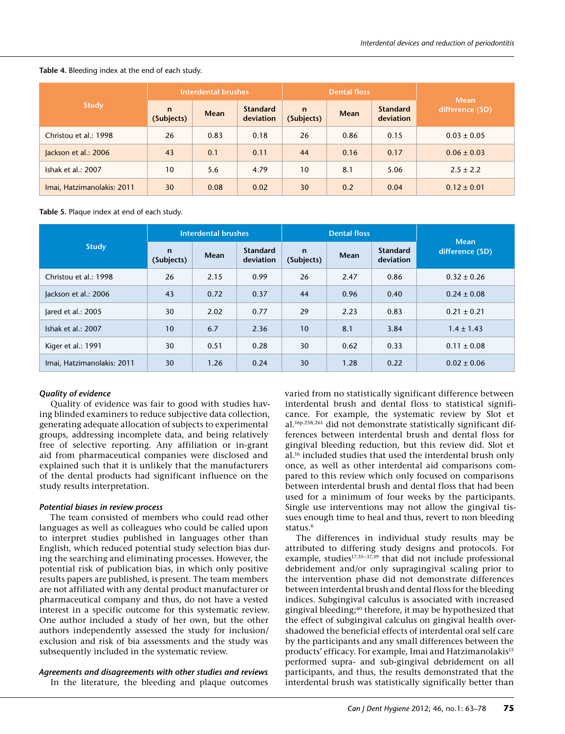**Table 4.** Bleeding index at the end of each study.

| Study | Interdental brushes | | | Dental floss | | | Mean difference (SD) |
|---|---|---|---|---|---|---|---|
| | n (Subjects) | Mean | Standard deviation | n (Subjects) | Mean | Standard deviation | |
| Christou et al.: 1998 | 26 | 0.83 | 0.18 | 26 | 0.86 | 0.15 | 0.03 ± 0.05 |
| Jackson et al.: 2006 | 43 | 0.1 | 0.11 | 44 | 0.16 | 0.17 | 0.06 ± 0.03 |
| Ishak et al.: 2007 | 10 | 5.6 | 4.79 | 10 | 8.1 | 5.06 | 2.5 ± 2.2 |
| Imai, Hatzimanolakis: 2011 | 30 | 0.08 | 0.02 | 30 | 0.2 | 0.04 | 0.12 ± 0.01 |

**Table 5.** Plaque index at end of each study.

| Study | Interdental brushes | | | Dental floss | | | Mean difference (SD) |
|---|---|---|---|---|---|---|---|
| | n (Subjects) | Mean | Standard deviation | n (Subjects) | Mean | Standard deviation | |
| Christou et al.: 1998 | 26 | 2.15 | 0.99 | 26 | 2.47 | 0.86 | 0.32 ± 0.26 |
| Jackson et al.: 2006 | 43 | 0.72 | 0.37 | 44 | 0.96 | 0.40 | 0.24 ± 0.08 |
| Jared et al.: 2005 | 30 | 2.02 | 0.77 | 29 | 2.23 | 0.83 | 0.21 ± 0.21 |
| Ishak et al.: 2007 | 10 | 6.7 | 2.36 | 10 | 8.1 | 3.84 | 1.4 ± 1.43 |
| Kiger et al.: 1991 | 30 | 0.51 | 0.28 | 30 | 0.62 | 0.33 | 0.11 ± 0.08 |
| Imai, Hatzimanolakis: 2011 | 30 | 1.26 | 0.24 | 30 | 1.28 | 0.22 | 0.02 ± 0.06 |

#### *Quality of evidence*

Quality of evidence was fair to good with studies having blinded examiners to reduce subjective data collection, generating adequate allocation of subjects to experimental groups, addressing incomplete data, and being relatively free of selective reporting. Any affiliation or in-grant aid from pharmaceutical companies were disclosed and explained such that it is unlikely that the manufacturers of the dental products had significant influence on the study results interpretation.

#### *Potential biases in review process*

The team consisted of members who could read other languages as well as colleagues who could be called upon to interpret studies published in languages other than English, which reduced potential study selection bias during the searching and eliminating processes. However, the potential risk of publication bias, in which only positive results papers are published, is present. The team members are not affiliated with any dental product manufacturer or pharmaceutical company and thus, do not have a vested interest in a specific outcome for this systematic review. One author included a study of her own, but the other authors independently assessed the study for inclusion/exclusion and risk of bia assessments and the study was subsequently included in the systematic review.

#### *Agreements and disagreements with other studies and reviews*

In the literature, the bleeding and plaque outcomes varied from no statistically significant difference between interdental brush and dental floss to statistical significance. For example, the systematic review by Slot et al.[16p.258,261] did not demonstrate statistically significant differences between interdental brush and dental floss for gingival bleeding reduction, but this review did. Slot et al.[16] included studies that used the interdental brush only once, as well as other interdental aid comparisons compared to this review which only focused on comparisons between interdental brush and dental floss that had been used for a minimum of four weeks by the participants. Single use interventions may not allow the gingival tissues enough time to heal and thus, revert to non bleeding status.[6]

The differences in individual study results may be attributed to differing study designs and protocols. For example, studies[17,35–37,39] that did not include professional debridement and/or only supragingival scaling prior to the intervention phase did not demonstrate differences between interdental brush and dental floss for the bleeding indices. Subgingival calculus is associated with increased gingival bleeding;[40] therefore, it may be hypothesized that the effect of subgingival calculus on gingival health overshadowed the beneficial effects of interdental oral self care by the participants and any small differences between the products' efficacy. For example, Imai and Hatzimanolakis[15] performed supra- and sub-gingival debridement on all participants, and thus, the results demonstrated that the interdental brush was statistically significally better than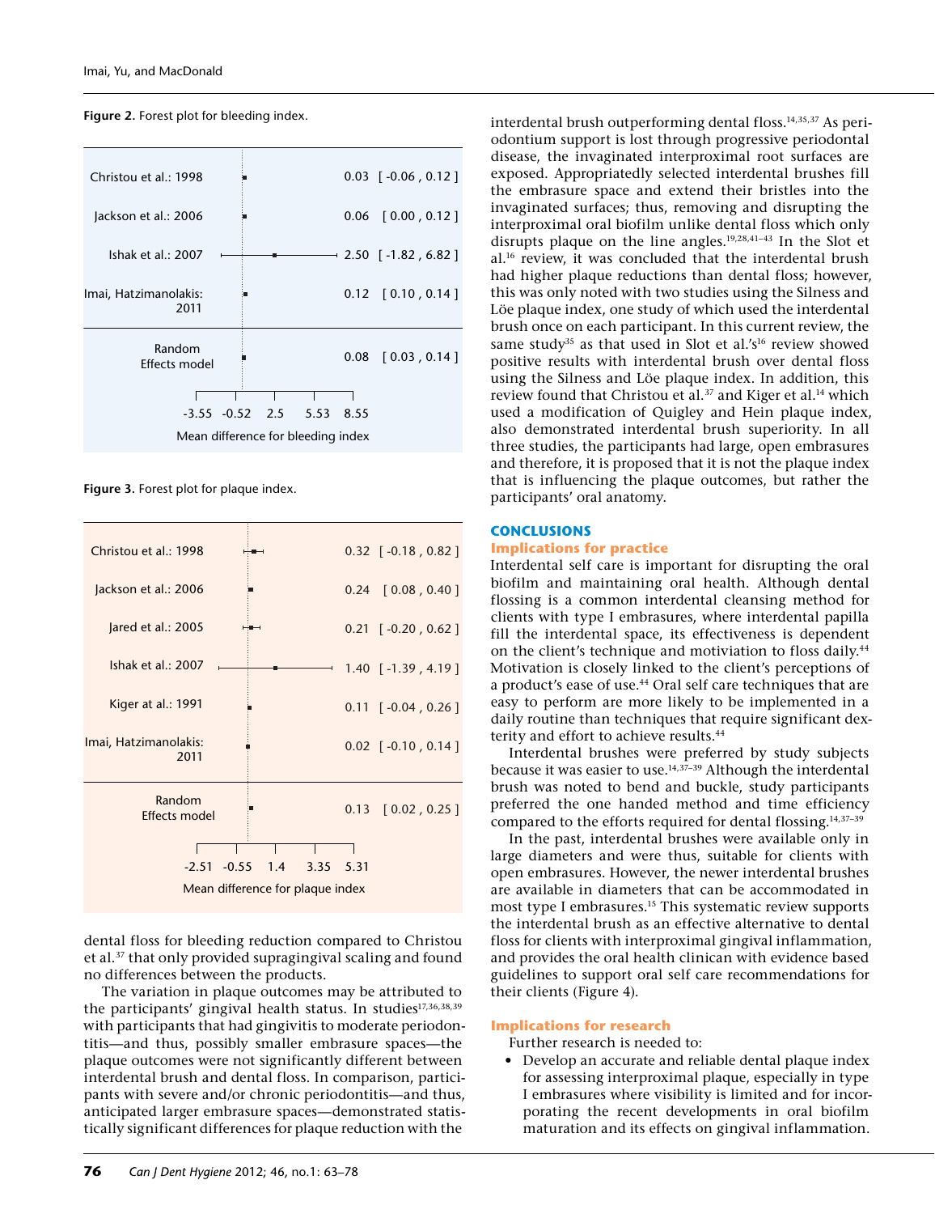**Figure 2.** Forest plot for bleeding index.

Christou et al.: 1998 — 0.03 [ -0.06 , 0.12 ]

Jackson et al.: 2006 — 0.06 [ 0.00 , 0.12 ]

Ishak et al.: 2007 — 2.50 [ -1.82 , 6.82 ]

Imai, Hatzimanolakis: 2011 — 0.12 [ 0.10 , 0.14 ]

Random Effects model — 0.08 [ 0.03 , 0.14 ]

-3.55 -0.52 2.5 5.53 8.55

Mean difference for bleeding index

**Figure 3.** Forest plot for plaque index.

Christou et al.: 1998 — 0.32 [ -0.18 , 0.82 ]

Jackson et al.: 2006 — 0.24 [ 0.08 , 0.40 ]

Jared et al.: 2005 — 0.21 [ -0.20 , 0.62 ]

Ishak et al.: 2007 — 1.40 [ -1.39 , 4.19 ]

Kiger at al.: 1991 — 0.11 [ -0.04 , 0.26 ]

Imai, Hatzimanolakis: 2011 — 0.02 [ -0.10 , 0.14 ]

Random Effects model — 0.13 [ 0.02 , 0.25 ]

-2.51 -0.55 1.4 3.35 5.31

Mean difference for plaque index

dental floss for bleeding reduction compared to Christou et al.[37] that only provided supragingival scaling and found no differences between the products.

The variation in plaque outcomes may be attributed to the participants' gingival health status. In studies[17,36,38,39] with participants that had gingivitis to moderate periodontitis—and thus, possibly smaller embrasure spaces—the plaque outcomes were not significantly different between interdental brush and dental floss. In comparison, participants with severe and/or chronic periodontitis—and thus, anticipated larger embrasure spaces—demonstrated statistically significant differences for plaque reduction with the interdental brush outperforming dental floss.[14,35,37] As periodontium support is lost through progressive periodontal disease, the invaginated interproximal root surfaces are exposed. Appropriately selected interdental brushes fill the embrasure space and extend their bristles into the invaginated surfaces; thus, removing and disrupting the interproximal oral biofilm unlike dental floss which only disrupts plaque on the line angles.[19,28,41–43] In the Slot et al.[16] review, it was concluded that the interdental brush had higher plaque reductions than dental floss; however, this was only noted with two studies using the Silness and Löe plaque index, one study of which used the interdental brush once on each participant. In this current review, the same study[35] as that used in Slot et al.'s[16] review showed positive results with interdental brush over dental floss using the Silness and Löe plaque index. In addition, this review found that Christou et al.[37] and Kiger et al.[14] which used a modification of Quigley and Hein plaque index, also demonstrated interdental brush superiority. In all three studies, the participants had large, open embrasures and therefore, it is proposed that it is not the plaque index that is influencing the plaque outcomes, but rather the participants' oral anatomy.

## CONCLUSIONS

### Implications for practice

Interdental self care is important for disrupting the oral biofilm and maintaining oral health. Although dental flossing is a common interdental cleansing method for clients with type I embrasures, where interdental papilla fill the interdental space, its effectiveness is dependent on the client's technique and motiviation to floss daily.[44] Motivation is closely linked to the client's perceptions of a product's ease of use.[44] Oral self care techniques that are easy to perform are more likely to be implemented in a daily routine than techniques that require significant dexterity and effort to achieve results.[44]

Interdental brushes were preferred by study subjects because it was easier to use.[14,37–39] Although the interdental brush was noted to bend and buckle, study participants preferred the one handed method and time efficiency compared to the efforts required for dental flossing.[14,37–39]

In the past, interdental brushes were available only in large diameters and were thus, suitable for clients with open embrasures. However, the newer interdental brushes are available in diameters that can be accommodated in most type I embrasures.[15] This systematic review supports the interdental brush as an effective alternative to dental floss for clients with interproximal gingival inflammation, and provides the oral health clinican with evidence based guidelines to support oral self care recommendations for their clients (Figure 4).

### Implications for research

Further research is needed to:

- Develop an accurate and reliable dental plaque index for assessing interproximal plaque, especially in type I embrasures where visibility is limited and for incorporating the recent developments in oral biofilm maturation and its effects on gingival inflammation.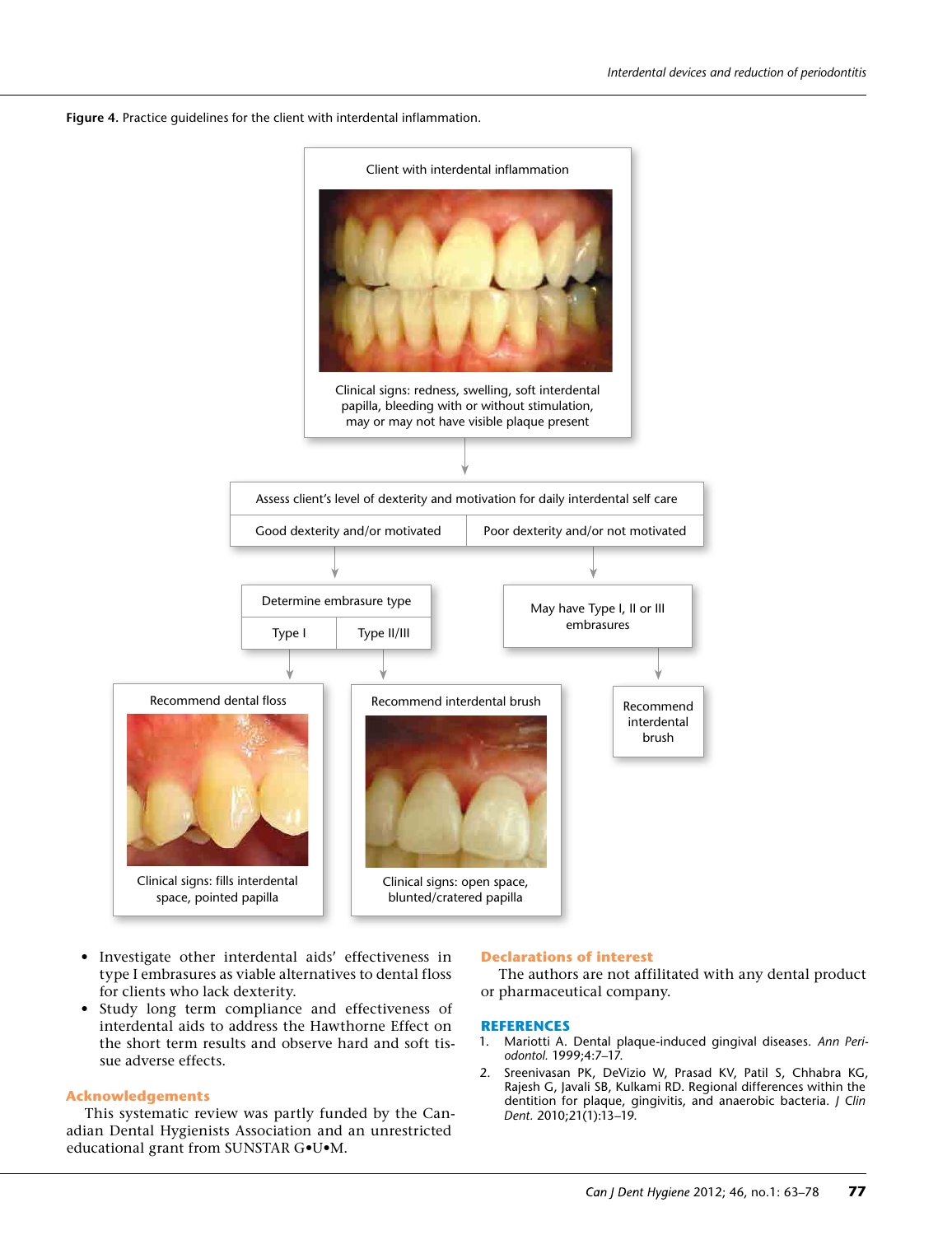**Figure 4.** Practice guidelines for the client with interdental inflammation.

Client with interdental inflammation

Clinical signs: redness, swelling, soft interdental papilla, bleeding with or without stimulation, may or may not have visible plaque present

Assess client's level of dexterity and motivation for daily interdental self care

Good dexterity and/or motivated

Poor dexterity and/or not motivated

Determine embrasure type

Type I

Type II/III

May have Type I, II or III embrasures

Recommend dental floss

Clinical signs: fills interdental space, pointed papilla

Recommend interdental brush

Clinical signs: open space, blunted/cratered papilla

Recommend interdental brush

- Investigate other interdental aids' effectiveness in type I embrasures as viable alternatives to dental floss for clients who lack dexterity.
- Study long term compliance and effectiveness of interdental aids to address the Hawthorne Effect on the short term results and observe hard and soft tissue adverse effects.

## Acknowledgements

This systematic review was partly funded by the Canadian Dental Hygienists Association and an unrestricted educational grant from SUNSTAR G•U•M.

## Declarations of interest

The authors are not affiliated with any dental product or pharmaceutical company.

## REFERENCES

1. Mariotti A. Dental plaque-induced gingival diseases. *Ann Periodontol.* 1999;4:7–17.
2. Sreenivasan PK, DeVizio W, Prasad KV, Patil S, Chhabra KG, Rajesh G, Javali SB, Kulkami RD. Regional differences within the dentition for plaque, gingivitis, and anaerobic bacteria. *J Clin Dent.* 2010;21(1):13–19.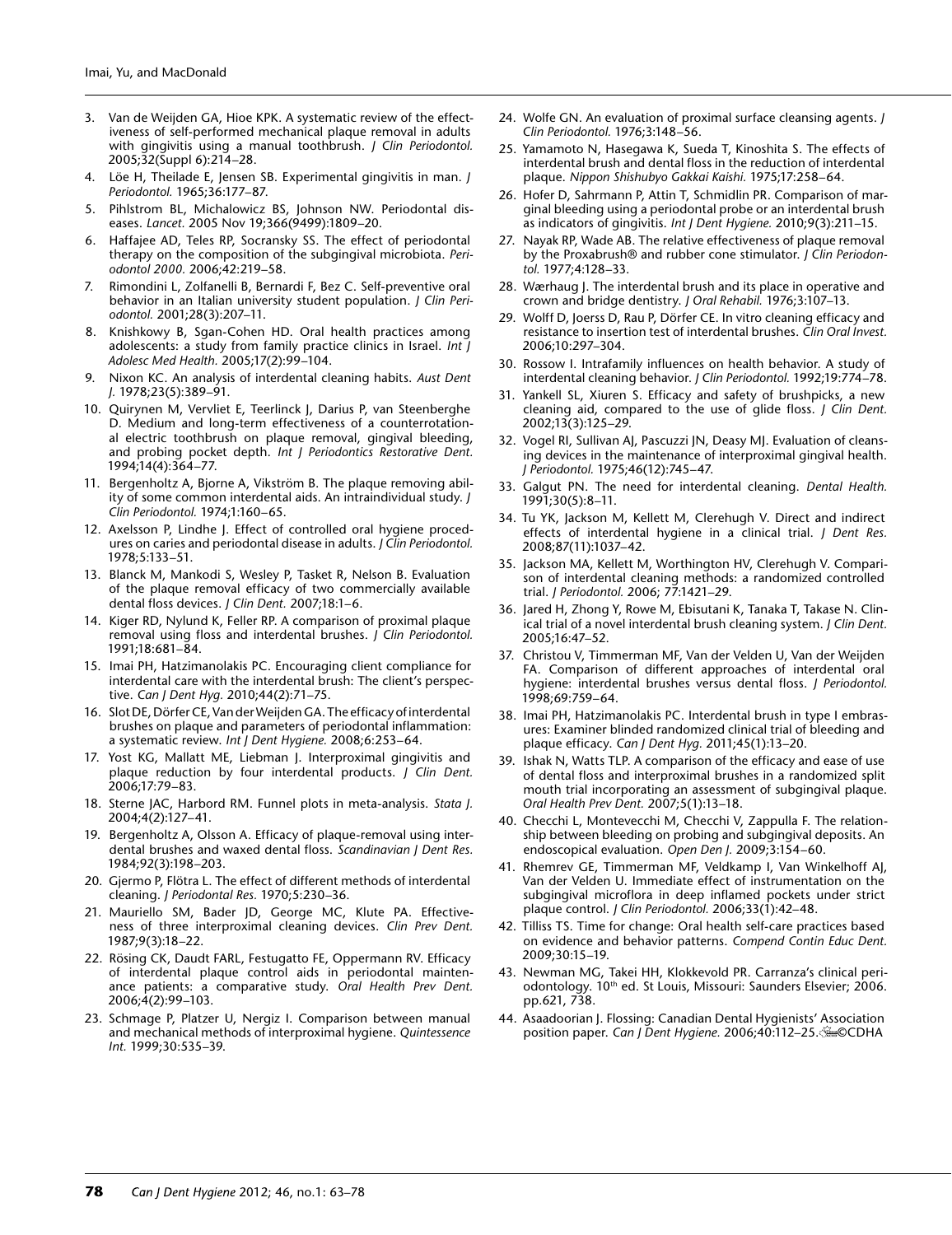3. Van de Weijden GA, Hioe KPK. A systematic review of the effectiveness of self-performed mechanical plaque removal in adults with gingivitis using a manual toothbrush. *J Clin Periodontol.* 2005;32(Suppl 6):214–28.
4. Löe H, Theilade E, Jensen SB. Experimental gingivitis in man. *J Periodontol.* 1965;36:177–87.
5. Pihlstrom BL, Michalowicz BS, Johnson NW. Periodontal diseases. *Lancet.* 2005 Nov 19;366(9499):1809–20.
6. Haffajee AD, Teles RP, Socransky SS. The effect of periodontal therapy on the composition of the subgingival microbiota. *Periodontol 2000.* 2006;42:219–58.
7. Rimondini L, Zolfanelli B, Bernardi F, Bez C. Self-preventive oral behavior in an Italian university student population. *J Clin Periodontol.* 2001;28(3):207–11.
8. Knishkowy B, Sgan-Cohen HD. Oral health practices among adolescents: a study from family practice clinics in Israel. *Int J Adolesc Med Health.* 2005;17(2):99–104.
9. Nixon KC. An analysis of interdental cleaning habits. *Aust Dent J.* 1978;23(5):389–91.
10. Quirynen M, Vervliet E, Teerlinck J, Darius P, van Steenberghe D. Medium and long-term effectiveness of a counterrotational electric toothbrush on plaque removal, gingival bleeding, and probing pocket depth. *Int J Periodontics Restorative Dent.* 1994;14(4):364–77.
11. Bergenholtz A, Bjorne A, Vikström B. The plaque removing ability of some common interdental aids. An intraindividual study. *J Clin Periodontol.* 1974;1:160–65.
12. Axelsson P, Lindhe J. Effect of controlled oral hygiene procedures on caries and periodontal disease in adults. *J Clin Periodontol.* 1978;5:133–51.
13. Blanck M, Mankodi S, Wesley P, Tasket R, Nelson B. Evaluation of the plaque removal efficacy of two commercially available dental floss devices. *J Clin Dent.* 2007;18:1–6.
14. Kiger RD, Nylund K, Feller RP. A comparison of proximal plaque removal using floss and interdental brushes. *J Clin Periodontol.* 1991;18:681–84.
15. Imai PH, Hatzimanolakis PC. Encouraging client compliance for interdental care with the interdental brush: The client's perspective. *Can J Dent Hyg.* 2010;44(2):71–75.
16. Slot DE, Dörfer CE, Van der Weijden GA. The efficacy of interdental brushes on plaque and parameters of periodontal inflammation: a systematic review. *Int J Dent Hygiene.* 2008;6:253–64.
17. Yost KG, Mallatt ME, Liebman J. Interproximal gingivitis and plaque reduction by four interdental products. *J Clin Dent.* 2006;17:79–83.
18. Sterne JAC, Harbord RM. Funnel plots in meta-analysis. *Stata J.* 2004;4(2):127–41.
19. Bergenholtz A, Olsson A. Efficacy of plaque-removal using interdental brushes and waxed dental floss. *Scandinavian J Dent Res.* 1984;92(3):198–203.
20. Gjermo P, Flötra L. The effect of different methods of interdental cleaning. *J Periodontal Res.* 1970;5:230–36.
21. Mauriello SM, Bader JD, George MC, Klute PA. Effectiveness of three interproximal cleaning devices. *Clin Prev Dent.* 1987;9(3):18–22.
22. Rösing CK, Daudt FARL, Festugatto FE, Oppermann RV. Efficacy of interdental plaque control aids in periodontal maintenance patients: a comparative study. *Oral Health Prev Dent.* 2006;4(2):99–103.
23. Schmage P, Platzer U, Nergiz I. Comparison between manual and mechanical methods of interproximal hygiene. *Quintessence Int.* 1999;30:535–39.
24. Wolfe GN. An evaluation of proximal surface cleansing agents. *J Clin Periodontol.* 1976;3:148–56.
25. Yamamoto N, Hasegawa K, Sueda T, Kinoshita S. The effects of interdental brush and dental floss in the reduction of interdental plaque. *Nippon Shishubyo Gakkai Kaishi.* 1975;17:258–64.
26. Hofer D, Sahrmann P, Attin T, Schmidlin PR. Comparison of marginal bleeding using a periodontal probe or an interdental brush as indicators of gingivitis. *Int J Dent Hygiene.* 2010;9(3):211–15.
27. Nayak RP, Wade AB. The relative effectiveness of plaque removal by the Proxabrush® and rubber cone stimulator. *J Clin Periodontol.* 1977;4:128–33.
28. Wærhaug J. The interdental brush and its place in operative and crown and bridge dentistry. *J Oral Rehabil.* 1976;3:107–13.
29. Wolff D, Joerss D, Rau P, Dörfer CE. In vitro cleaning efficacy and resistance to insertion test of interdental brushes. *Clin Oral Invest.* 2006;10:297–304.
30. Rossow I. Intrafamily influences on health behavior. A study of interdental cleaning behavior. *J Clin Periodontol.* 1992;19:774–78.
31. Yankell SL, Xiuren S. Efficacy and safety of brushpicks, a new cleaning aid, compared to the use of glide floss. *J Clin Dent.* 2002;13(3):125–29.
32. Vogel RI, Sullivan AJ, Pascuzzi JN, Deasy MJ. Evaluation of cleansing devices in the maintenance of interproximal gingival health. *J Periodontol.* 1975;46(12):745–47.
33. Galgut PN. The need for interdental cleaning. *Dental Health.* 1991;30(5):8–11.
34. Tu YK, Jackson M, Kellett M, Clerehugh V. Direct and indirect effects of interdental hygiene in a clinical trial. *J Dent Res.* 2008;87(11):1037–42.
35. Jackson MA, Kellett M, Worthington HV, Clerehugh V. Comparison of interdental cleaning methods: a randomized controlled trial. *J Periodontol.* 2006; 77:1421–29.
36. Jared H, Zhong Y, Rowe M, Ebisutani K, Tanaka T, Takase N. Clinical trial of a novel interdental brush cleaning system. *J Clin Dent.* 2005;16:47–52.
37. Christou V, Timmerman MF, Van der Velden U, Van der Weijden FA. Comparison of different approaches of interdental oral hygiene: interdental brushes versus dental floss. *J Periodontol.* 1998;69:759–64.
38. Imai PH, Hatzimanolakis PC. Interdental brush in type I embrasures: Examiner blinded randomized clinical trial of bleeding and plaque efficacy. *Can J Dent Hyg.* 2011;45(1):13–20.
39. Ishak N, Watts TLP. A comparison of the efficacy and ease of use of dental floss and interproximal brushes in a randomized split mouth trial incorporating an assessment of subgingival plaque. *Oral Health Prev Dent.* 2007;5(1):13–18.
40. Checchi L, Montevecchi M, Checchi V, Zappulla F. The relationship between bleeding on probing and subgingival deposits. An endoscopical evaluation. *Open Den J.* 2009;3:154–60.
41. Rhemrev GE, Timmerman MF, Veldkamp I, Van Winkelhoff AJ, Van der Velden U. Immediate effect of instrumentation on the subgingival microflora in deep inflamed pockets under strict plaque control. *J Clin Periodontol.* 2006;33(1):42–48.
42. Tilliss TS. Time for change: Oral health self-care practices based on evidence and behavior patterns. *Compend Contin Educ Dent.* 2009;30:15–19.
43. Newman MG, Takei HH, Klokkevold PR. Carranza's clinical periodontology. 10th ed. St Louis, Missouri: Saunders Elsevier; 2006. pp.621, 738.
44. Asaadoorian J. Flossing: Canadian Dental Hygienists' Association position paper. *Can J Dent Hygiene.* 2006;40:112–25. ©CDHA